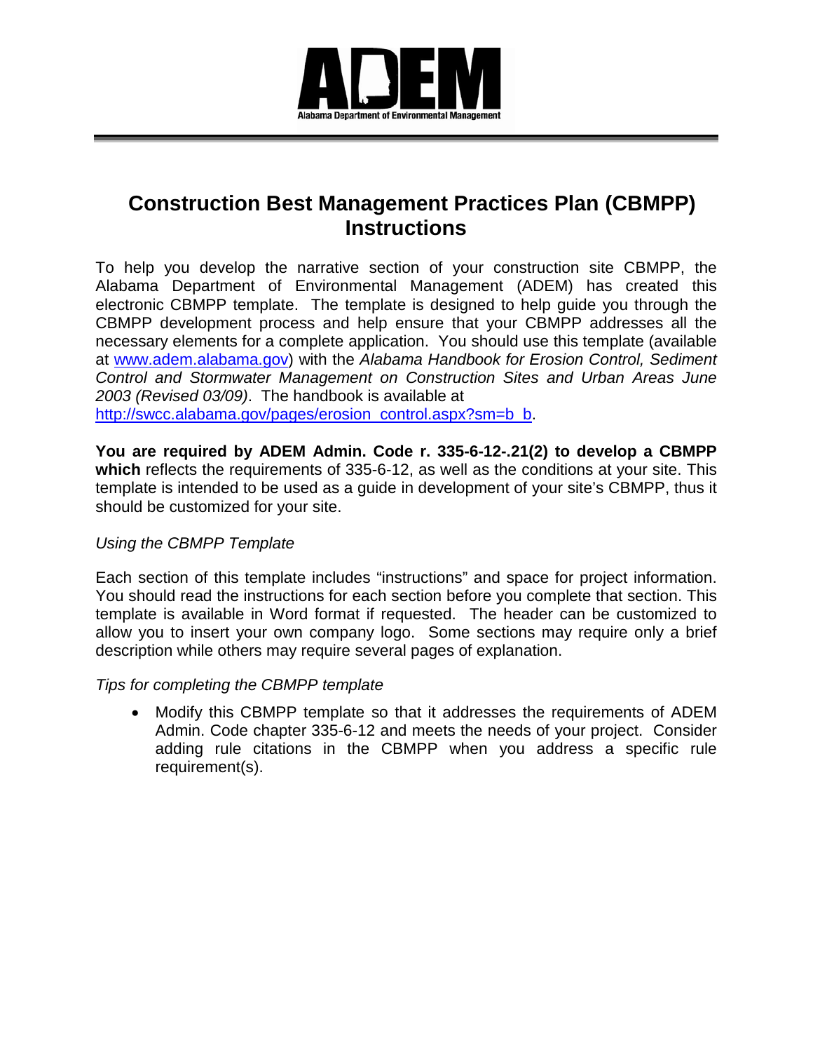ADEM

Alabama Department of Environmental Management

# Construction Best Management Practices Plan (CBMPP) Instructions

To help you develop the narrative section of your construction site CBMPP, the Alabama Department of Environmental Management (ADEM) has created this electronic CBMPP template. The template is designed to help guide you through the CBMPP development process and help ensure that your CBMPP addresses all the necessary elements for a complete application. You should use this template (available at [www.adem.alabama.gov](www.adem.alabama.gov)) with the *Alabama Handbook for Erosion Control, Sediment Control and Stormwater Management on Construction Sites and Urban Areas June 2003 (Revised 03/09)*. The handbook is available at [http://swcc.alabama.gov/pages/erosion_control.aspx?sm=b_b](http://swcc.alabama.gov/pages/erosion_control.aspx?sm=b_b).

**You are required by ADEM Admin. Code r. 335-6-12-.21(2) to develop a CBMPP which** reflects the requirements of 335-6-12, as well as the conditions at your site. This template is intended to be used as a guide in development of your site's CBMPP, thus it should be customized for your site.

*Using the CBMPP Template*

Each section of this template includes "instructions" and space for project information. You should read the instructions for each section before you complete that section. This template is available in Word format if requested. The header can be customized to allow you to insert your own company logo. Some sections may require only a brief description while others may require several pages of explanation.

*Tips for completing the CBMPP template*

- Modify this CBMPP template so that it addresses the requirements of ADEM Admin. Code chapter 335-6-12 and meets the needs of your project. Consider adding rule citations in the CBMPP when you address a specific rule requirement(s).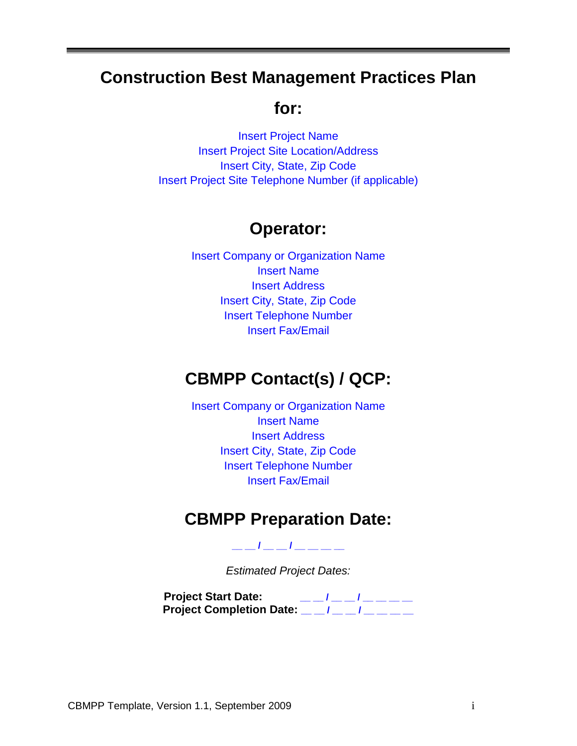# Construction Best Management Practices Plan

## for:

Insert Project Name
Insert Project Site Location/Address
Insert City, State, Zip Code
Insert Project Site Telephone Number (if applicable)

## Operator:

Insert Company or Organization Name
Insert Name
Insert Address
Insert City, State, Zip Code
Insert Telephone Number
Insert Fax/Email

## CBMPP Contact(s) / QCP:

Insert Company or Organization Name
Insert Name
Insert Address
Insert City, State, Zip Code
Insert Telephone Number
Insert Fax/Email

## CBMPP Preparation Date:

__ __ / __ __ / __ __ __ __

*Estimated Project Dates:*

**Project Start Date:** __ __ / __ __ / __ __ __ __
**Project Completion Date:** __ __ / __ __ / __ __ __ __

CBMPP Template, Version 1.1, September 2009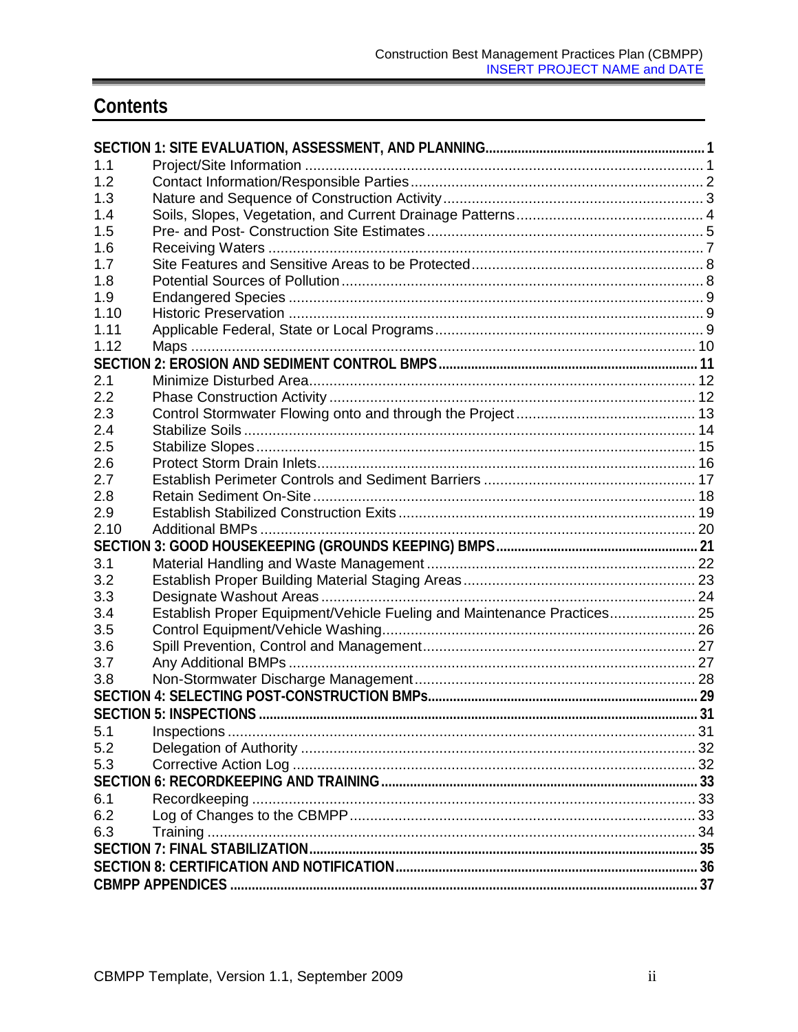# Contents

| | | |
|---|---|---|
| **SECTION 1: SITE EVALUATION, ASSESSMENT, AND PLANNING** | | **1** |
| 1.1 | Project/Site Information | 1 |
| 1.2 | Contact Information/Responsible Parties | 2 |
| 1.3 | Nature and Sequence of Construction Activity | 3 |
| 1.4 | Soils, Slopes, Vegetation, and Current Drainage Patterns | 4 |
| 1.5 | Pre- and Post- Construction Site Estimates | 5 |
| 1.6 | Receiving Waters | 7 |
| 1.7 | Site Features and Sensitive Areas to be Protected | 8 |
| 1.8 | Potential Sources of Pollution | 8 |
| 1.9 | Endangered Species | 9 |
| 1.10 | Historic Preservation | 9 |
| 1.11 | Applicable Federal, State or Local Programs | 9 |
| 1.12 | Maps | 10 |
| **SECTION 2: EROSION AND SEDIMENT CONTROL BMPS** | | **11** |
| 2.1 | Minimize Disturbed Area | 12 |
| 2.2 | Phase Construction Activity | 12 |
| 2.3 | Control Stormwater Flowing onto and through the Project | 13 |
| 2.4 | Stabilize Soils | 14 |
| 2.5 | Stabilize Slopes | 15 |
| 2.6 | Protect Storm Drain Inlets | 16 |
| 2.7 | Establish Perimeter Controls and Sediment Barriers | 17 |
| 2.8 | Retain Sediment On-Site | 18 |
| 2.9 | Establish Stabilized Construction Exits | 19 |
| 2.10 | Additional BMPs | 20 |
| **SECTION 3: GOOD HOUSEKEEPING (GROUNDS KEEPING) BMPS** | | **21** |
| 3.1 | Material Handling and Waste Management | 22 |
| 3.2 | Establish Proper Building Material Staging Areas | 23 |
| 3.3 | Designate Washout Areas | 24 |
| 3.4 | Establish Proper Equipment/Vehicle Fueling and Maintenance Practices | 25 |
| 3.5 | Control Equipment/Vehicle Washing | 26 |
| 3.6 | Spill Prevention, Control and Management | 27 |
| 3.7 | Any Additional BMPs | 27 |
| 3.8 | Non-Stormwater Discharge Management | 28 |
| **SECTION 4: SELECTING POST-CONSTRUCTION BMPs** | | **29** |
| **SECTION 5: INSPECTIONS** | | **31** |
| 5.1 | Inspections | 31 |
| 5.2 | Delegation of Authority | 32 |
| 5.3 | Corrective Action Log | 32 |
| **SECTION 6: RECORDKEEPING AND TRAINING** | | **33** |
| 6.1 | Recordkeeping | 33 |
| 6.2 | Log of Changes to the CBMPP | 33 |
| 6.3 | Training | 34 |
| **SECTION 7: FINAL STABILIZATION** | | **35** |
| **SECTION 8: CERTIFICATION AND NOTIFICATION** | | **36** |
| **CBMPP APPENDICES** | | **37** |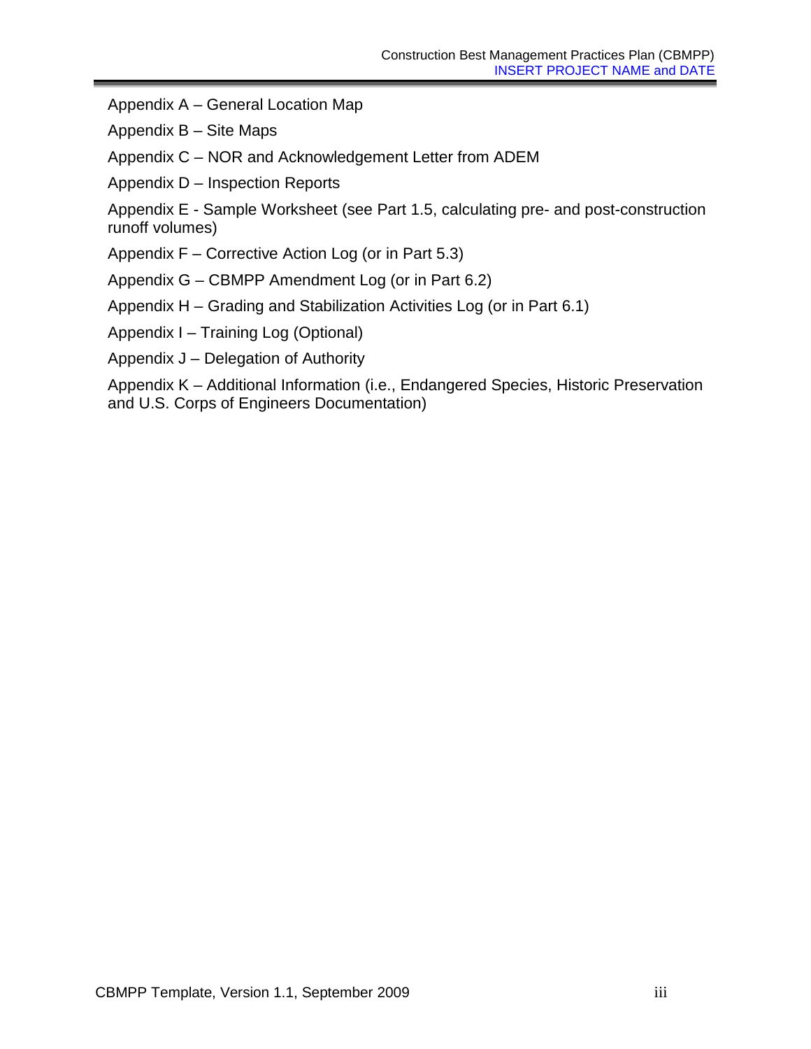Appendix A – General Location Map

Appendix B – Site Maps

Appendix C – NOR and Acknowledgement Letter from ADEM

Appendix D – Inspection Reports

Appendix E - Sample Worksheet (see Part 1.5, calculating pre- and post-construction runoff volumes)

Appendix F – Corrective Action Log (or in Part 5.3)

Appendix G – CBMPP Amendment Log (or in Part 6.2)

Appendix H – Grading and Stabilization Activities Log (or in Part 6.1)

Appendix I – Training Log (Optional)

Appendix J – Delegation of Authority

Appendix K – Additional Information (i.e., Endangered Species, Historic Preservation and U.S. Corps of Engineers Documentation)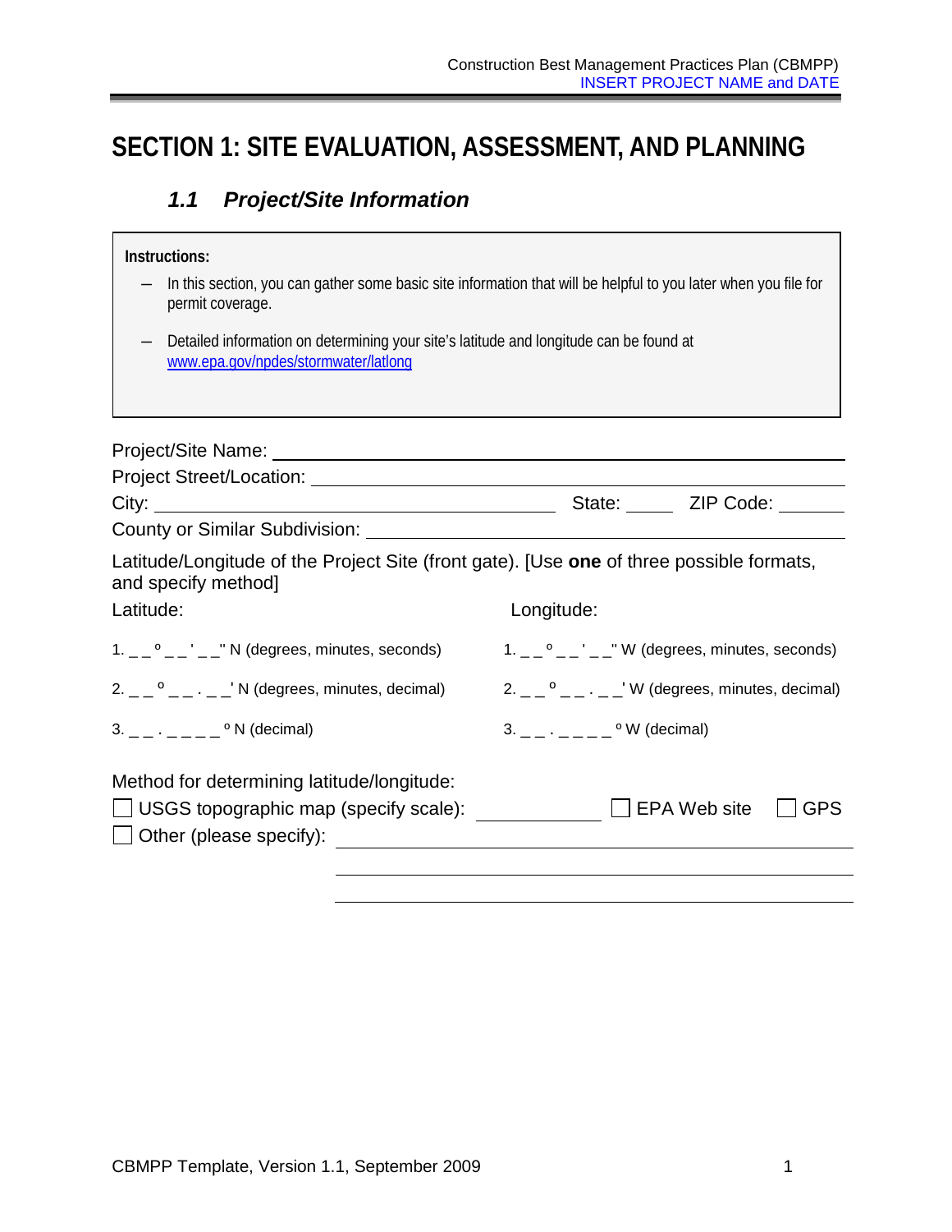# SECTION 1: SITE EVALUATION, ASSESSMENT, AND PLANNING

## *1.1 Project/Site Information*

**Instructions:**

- In this section, you can gather some basic site information that will be helpful to you later when you file for permit coverage.
- Detailed information on determining your site's latitude and longitude can be found at [www.epa.gov/npdes/stormwater/latlong](http://www.epa.gov/npdes/stormwater/latlong)

Project/Site Name: ______________________________________________

Project Street/Location: ______________________________________________

City: ______________________________ State: _____ ZIP Code: _______

County or Similar Subdivision: ______________________________________________

Latitude/Longitude of the Project Site (front gate). [Use **one** of three possible formats, and specify method]

| Latitude: | Longitude: |
|---|---|
| 1. _ _ º _ _ ' _ _ " N (degrees, minutes, seconds) | 1. _ _ º _ _ ' _ _ " W (degrees, minutes, seconds) |
| 2. _ _ º _ _ . _ _ ' N (degrees, minutes, decimal) | 2. _ _ º _ _ . _ _ ' W (degrees, minutes, decimal) |
| 3. _ _ . _ _ _ _ º N (decimal) | 3. _ _ . _ _ _ _ º W (decimal) |

Method for determining latitude/longitude:

☐ USGS topographic map (specify scale): ____________ ☐ EPA Web site ☐ GPS

☐ Other (please specify): ______________________________________________

______________________________________________

______________________________________________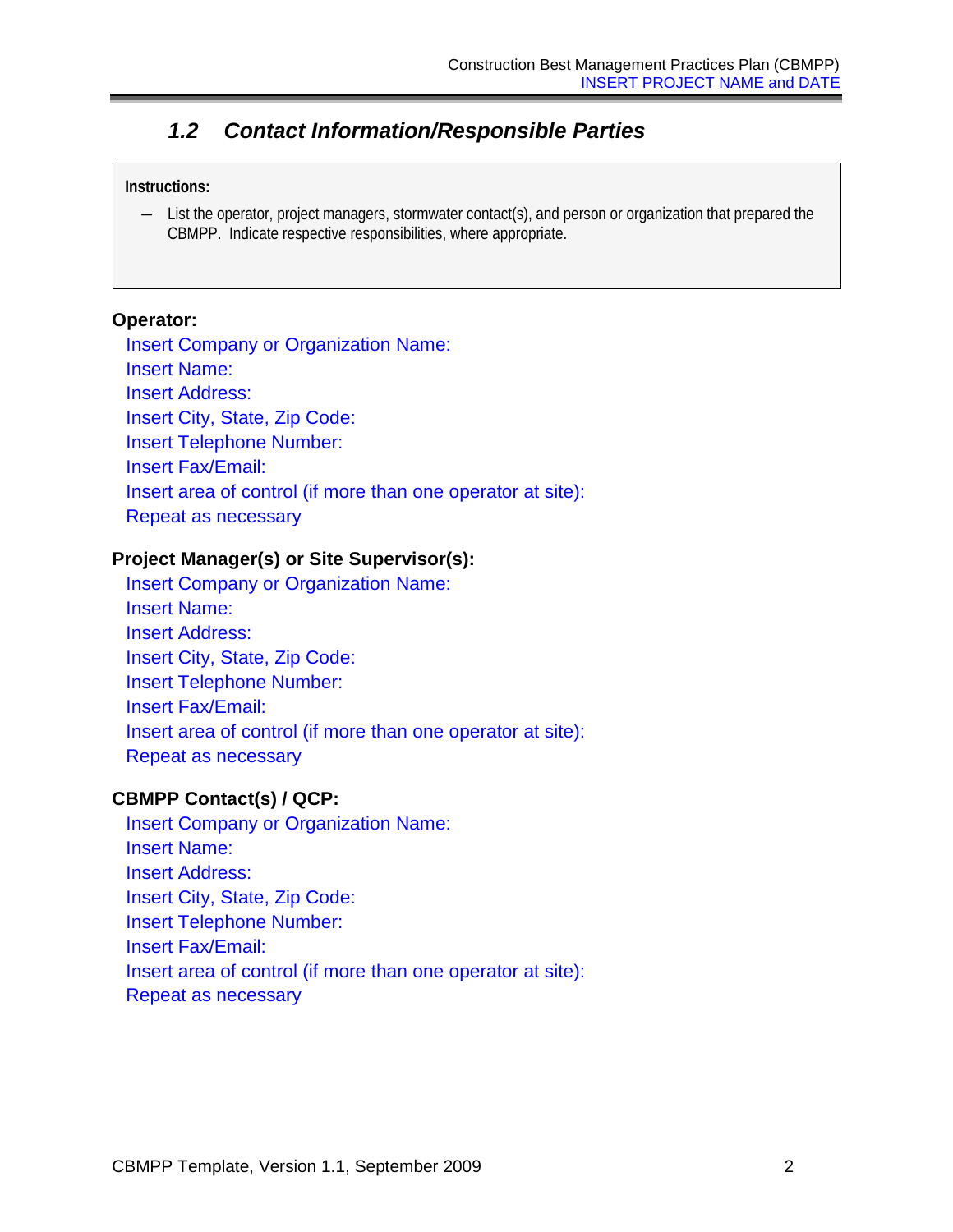## 1.2 Contact Information/Responsible Parties

> **Instructions:**
>
> – List the operator, project managers, stormwater contact(s), and person or organization that prepared the CBMPP. Indicate respective responsibilities, where appropriate.

**Operator:**

Insert Company or Organization Name:
Insert Name:
Insert Address:
Insert City, State, Zip Code:
Insert Telephone Number:
Insert Fax/Email:
Insert area of control (if more than one operator at site):
Repeat as necessary

**Project Manager(s) or Site Supervisor(s):**

Insert Company or Organization Name:
Insert Name:
Insert Address:
Insert City, State, Zip Code:
Insert Telephone Number:
Insert Fax/Email:
Insert area of control (if more than one operator at site):
Repeat as necessary

**CBMPP Contact(s) / QCP:**

Insert Company or Organization Name:
Insert Name:
Insert Address:
Insert City, State, Zip Code:
Insert Telephone Number:
Insert Fax/Email:
Insert area of control (if more than one operator at site):
Repeat as necessary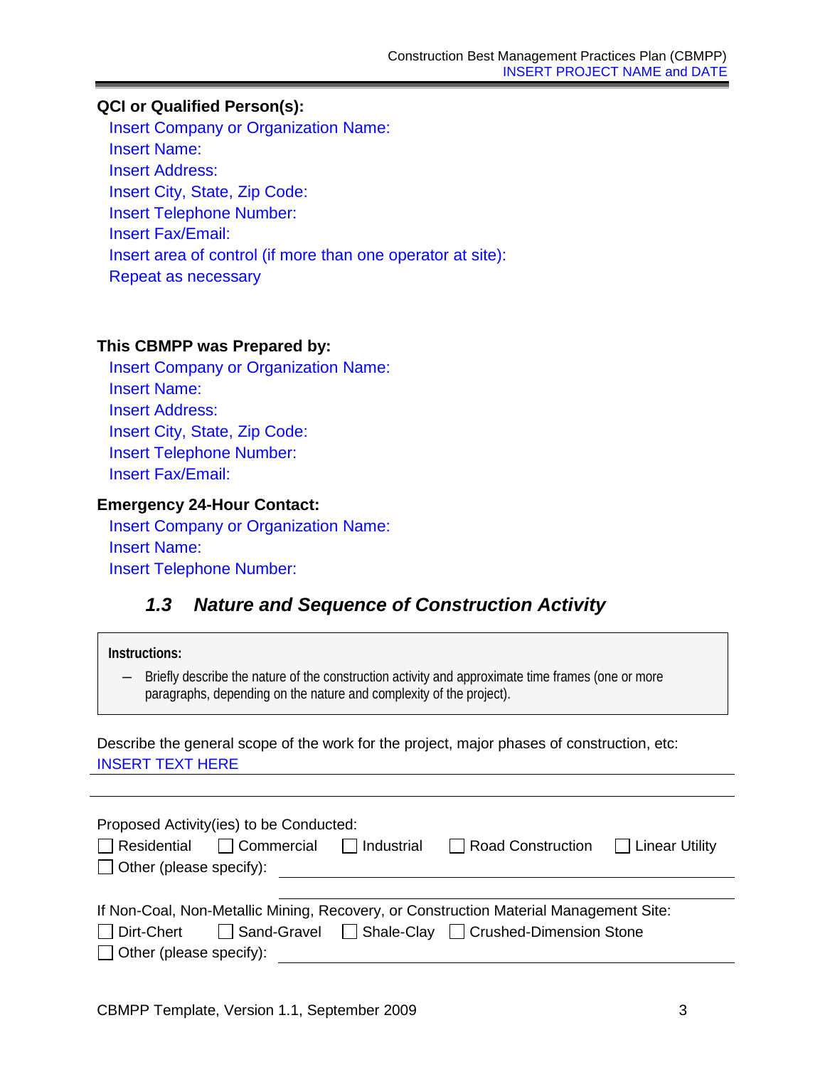**QCI or Qualified Person(s):**

Insert Company or Organization Name:
Insert Name:
Insert Address:
Insert City, State, Zip Code:
Insert Telephone Number:
Insert Fax/Email:
Insert area of control (if more than one operator at site):
Repeat as necessary

**This CBMPP was Prepared by:**

Insert Company or Organization Name:
Insert Name:
Insert Address:
Insert City, State, Zip Code:
Insert Telephone Number:
Insert Fax/Email:

**Emergency 24-Hour Contact:**

Insert Company or Organization Name:
Insert Name:
Insert Telephone Number:

### *1.3 Nature and Sequence of Construction Activity*

**Instructions:**

- Briefly describe the nature of the construction activity and approximate time frames (one or more paragraphs, depending on the nature and complexity of the project).

Describe the general scope of the work for the project, major phases of construction, etc:
INSERT TEXT HERE

Proposed Activity(ies) to be Conducted:

☐ Residential ☐ Commercial ☐ Industrial ☐ Road Construction ☐ Linear Utility
☐ Other (please specify): ______________________

If Non-Coal, Non-Metallic Mining, Recovery, or Construction Material Management Site:

☐ Dirt-Chert ☐ Sand-Gravel ☐ Shale-Clay ☐ Crushed-Dimension Stone
☐ Other (please specify): ______________________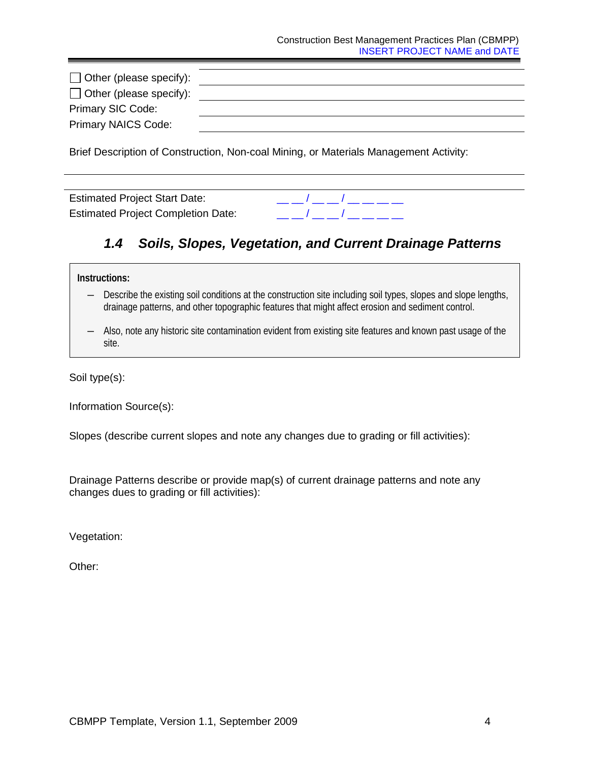☐ Other (please specify): \_\_\_\_\_\_\_\_\_\_\_\_\_\_\_\_\_\_\_\_\_\_\_\_\_\_\_\_\_\_\_\_\_\_\_\_\_\_

☐ Other (please specify): \_\_\_\_\_\_\_\_\_\_\_\_\_\_\_\_\_\_\_\_\_\_\_\_\_\_\_\_\_\_\_\_\_\_\_\_\_\_

Primary SIC Code: \_\_\_\_\_\_\_\_\_\_\_\_\_\_\_\_\_\_\_\_\_\_\_\_\_\_\_\_\_\_\_\_\_\_\_\_\_\_

Primary NAICS Code: \_\_\_\_\_\_\_\_\_\_\_\_\_\_\_\_\_\_\_\_\_\_\_\_\_\_\_\_\_\_\_\_\_\_\_\_\_\_

Brief Description of Construction, Non-coal Mining, or Materials Management Activity:

\_\_\_\_\_\_\_\_\_\_\_\_\_\_\_\_\_\_\_\_\_\_\_\_\_\_\_\_\_\_\_\_\_\_\_\_\_\_\_\_\_\_\_\_\_\_\_\_\_\_\_\_\_\_\_\_\_\_\_\_\_\_\_\_\_\_\_\_\_\_\_\_\_\_

Estimated Project Start Date: \_\_ \_\_ / \_\_ \_\_ / \_\_ \_\_ \_\_ \_\_

Estimated Project Completion Date: \_\_ \_\_ / \_\_ \_\_ / \_\_ \_\_ \_\_ \_\_

## *1.4 Soils, Slopes, Vegetation, and Current Drainage Patterns*

**Instructions:**

- Describe the existing soil conditions at the construction site including soil types, slopes and slope lengths, drainage patterns, and other topographic features that might affect erosion and sediment control.
- Also, note any historic site contamination evident from existing site features and known past usage of the site.

Soil type(s):

Information Source(s):

Slopes (describe current slopes and note any changes due to grading or fill activities):

Drainage Patterns describe or provide map(s) of current drainage patterns and note any changes dues to grading or fill activities):

Vegetation:

Other: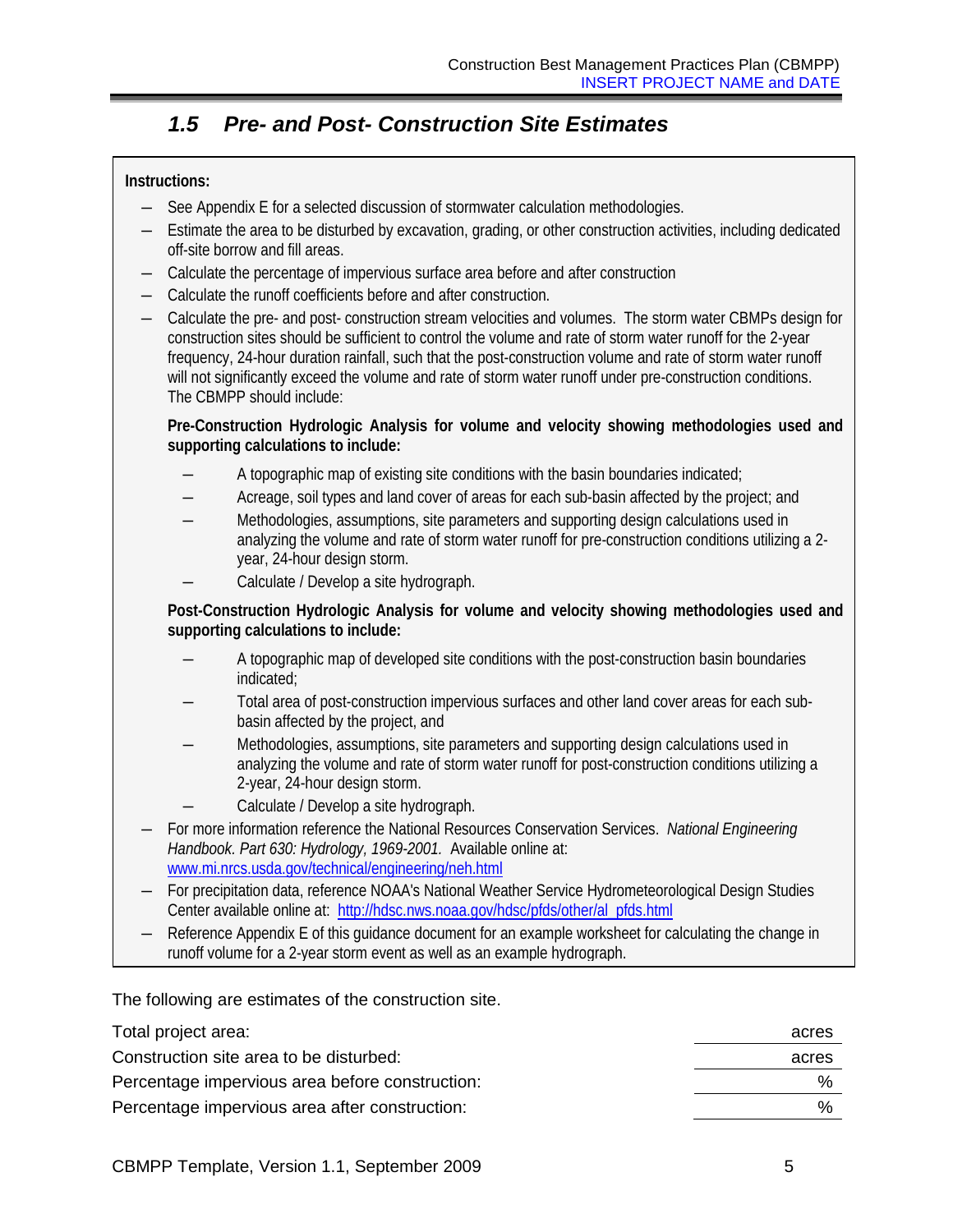## *1.5 Pre- and Post- Construction Site Estimates*

**Instructions:**

- See Appendix E for a selected discussion of stormwater calculation methodologies.
- Estimate the area to be disturbed by excavation, grading, or other construction activities, including dedicated off-site borrow and fill areas.
- Calculate the percentage of impervious surface area before and after construction
- Calculate the runoff coefficients before and after construction.
- Calculate the pre- and post- construction stream velocities and volumes. The storm water CBMPs design for construction sites should be sufficient to control the volume and rate of storm water runoff for the 2-year frequency, 24-hour duration rainfall, such that the post-construction volume and rate of storm water runoff will not significantly exceed the volume and rate of storm water runoff under pre-construction conditions. The CBMPP should include:

  **Pre-Construction Hydrologic Analysis for volume and velocity showing methodologies used and supporting calculations to include:**

  - A topographic map of existing site conditions with the basin boundaries indicated;
  - Acreage, soil types and land cover of areas for each sub-basin affected by the project; and
  - Methodologies, assumptions, site parameters and supporting design calculations used in analyzing the volume and rate of storm water runoff for pre-construction conditions utilizing a 2-year, 24-hour design storm.
  - Calculate / Develop a site hydrograph.

  **Post-Construction Hydrologic Analysis for volume and velocity showing methodologies used and supporting calculations to include:**

  - A topographic map of developed site conditions with the post-construction basin boundaries indicated;
  - Total area of post-construction impervious surfaces and other land cover areas for each sub-basin affected by the project, and
  - Methodologies, assumptions, site parameters and supporting design calculations used in analyzing the volume and rate of storm water runoff for post-construction conditions utilizing a 2-year, 24-hour design storm.
  - Calculate / Develop a site hydrograph.
- For more information reference the National Resources Conservation Services. *National Engineering Handbook. Part 630: Hydrology, 1969-2001.* Available online at: www.mi.nrcs.usda.gov/technical/engineering/neh.html
- For precipitation data, reference NOAA's National Weather Service Hydrometeorological Design Studies Center available online at: http://hdsc.nws.noaa.gov/hdsc/pfds/other/al_pfds.html
- Reference Appendix E of this guidance document for an example worksheet for calculating the change in runoff volume for a 2-year storm event as well as an example hydrograph.

The following are estimates of the construction site.

| | |
|---|---|
| Total project area: | acres |
| Construction site area to be disturbed: | acres |
| Percentage impervious area before construction: | % |
| Percentage impervious area after construction: | % |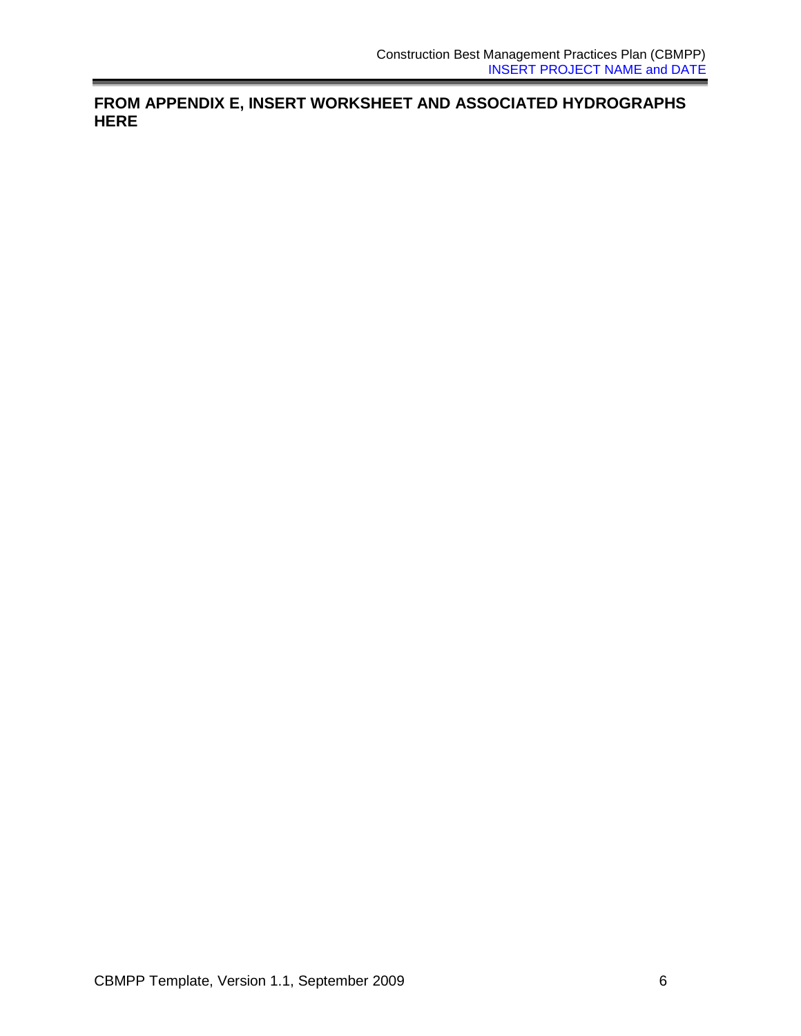**FROM APPENDIX E, INSERT WORKSHEET AND ASSOCIATED HYDROGRAPHS HERE**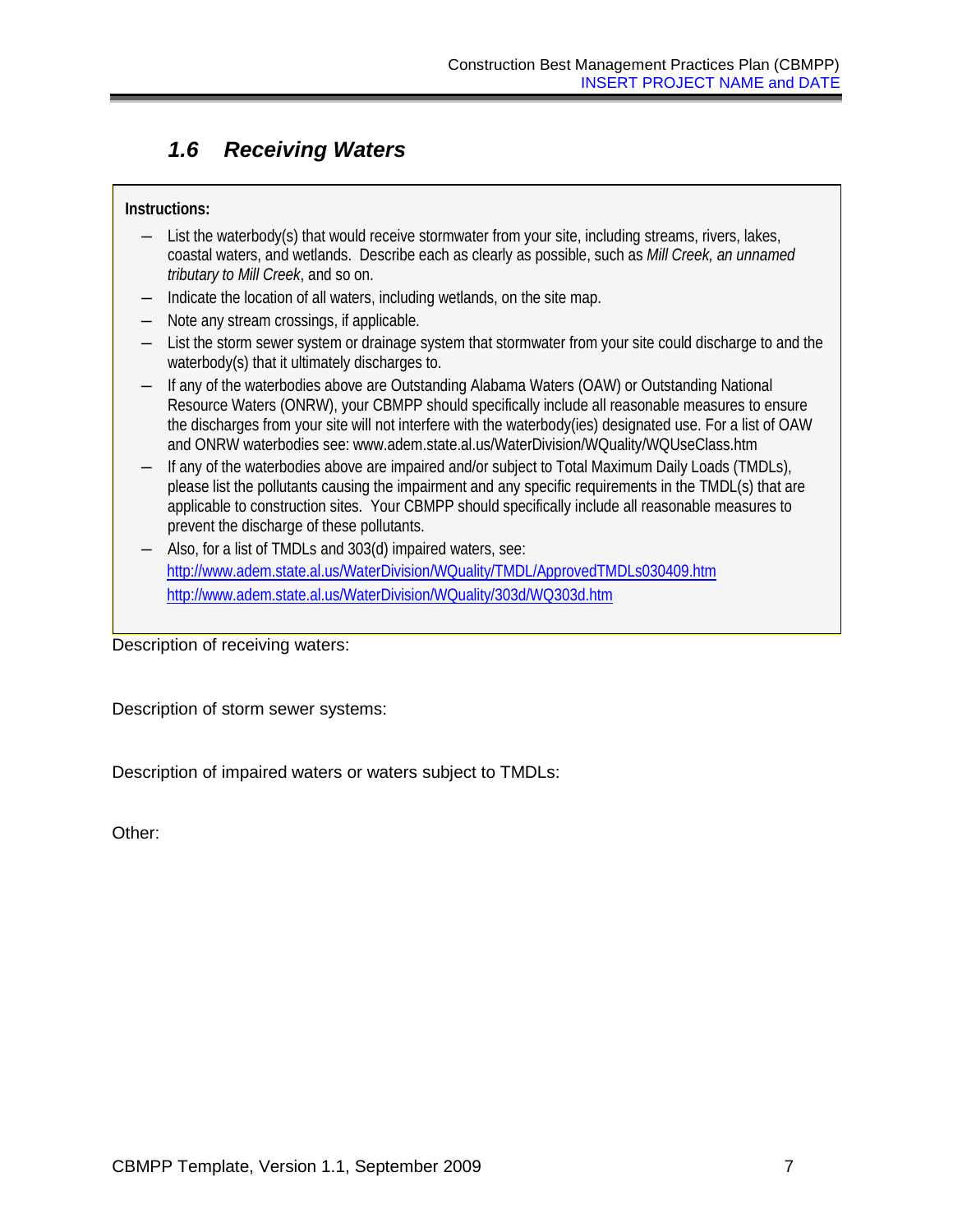## 1.6 Receiving Waters

**Instructions:**

- List the waterbody(s) that would receive stormwater from your site, including streams, rivers, lakes, coastal waters, and wetlands. Describe each as clearly as possible, such as *Mill Creek, an unnamed tributary to Mill Creek*, and so on.
- Indicate the location of all waters, including wetlands, on the site map.
- Note any stream crossings, if applicable.
- List the storm sewer system or drainage system that stormwater from your site could discharge to and the waterbody(s) that it ultimately discharges to.
- If any of the waterbodies above are Outstanding Alabama Waters (OAW) or Outstanding National Resource Waters (ONRW), your CBMPP should specifically include all reasonable measures to ensure the discharges from your site will not interfere with the waterbody(ies) designated use. For a list of OAW and ONRW waterbodies see: www.adem.state.al.us/WaterDivision/WQuality/WQUseClass.htm
- If any of the waterbodies above are impaired and/or subject to Total Maximum Daily Loads (TMDLs), please list the pollutants causing the impairment and any specific requirements in the TMDL(s) that are applicable to construction sites. Your CBMPP should specifically include all reasonable measures to prevent the discharge of these pollutants.
- Also, for a list of TMDLs and 303(d) impaired waters, see:
  http://www.adem.state.al.us/WaterDivision/WQuality/TMDL/ApprovedTMDLs030409.htm
  http://www.adem.state.al.us/WaterDivision/WQuality/303d/WQ303d.htm

Description of receiving waters:

Description of storm sewer systems:

Description of impaired waters or waters subject to TMDLs:

Other: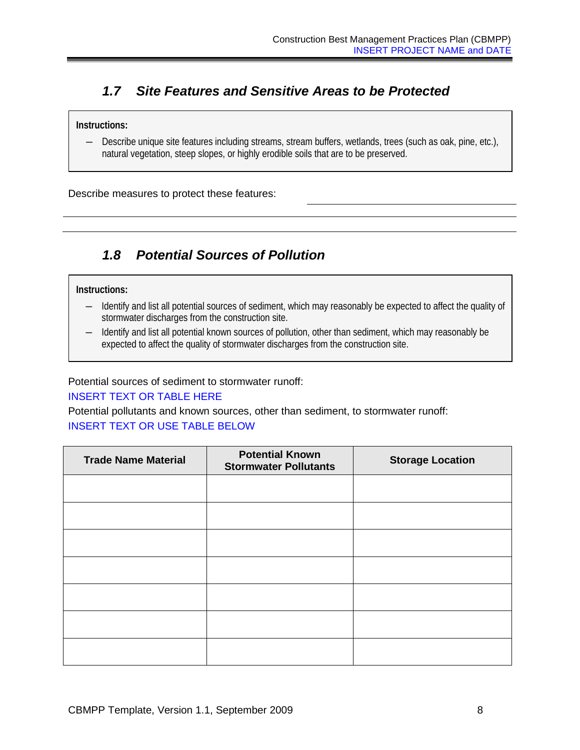### 1.7 Site Features and Sensitive Areas to be Protected

**Instructions:**

- Describe unique site features including streams, stream buffers, wetlands, trees (such as oak, pine, etc.), natural vegetation, steep slopes, or highly erodible soils that are to be preserved.

Describe measures to protect these features: \_\_\_\_\_\_\_\_\_\_\_\_\_\_\_\_\_\_\_\_\_\_\_\_\_\_\_\_\_\_\_\_\_\_\_\_\_\_\_\_

\_\_\_\_\_\_\_\_\_\_\_\_\_\_\_\_\_\_\_\_\_\_\_\_\_\_\_\_\_\_\_\_\_\_\_\_\_\_\_\_\_\_\_\_\_\_\_\_\_\_\_\_\_\_\_\_\_\_\_\_\_\_\_\_\_\_\_\_\_\_\_\_\_\_\_\_\_\_\_\_\_\_\_\_\_\_\_\_

\_\_\_\_\_\_\_\_\_\_\_\_\_\_\_\_\_\_\_\_\_\_\_\_\_\_\_\_\_\_\_\_\_\_\_\_\_\_\_\_\_\_\_\_\_\_\_\_\_\_\_\_\_\_\_\_\_\_\_\_\_\_\_\_\_\_\_\_\_\_\_\_\_\_\_\_\_\_\_\_\_\_\_\_\_\_\_\_

### 1.8 Potential Sources of Pollution

**Instructions:**

- Identify and list all potential sources of sediment, which may reasonably be expected to affect the quality of stormwater discharges from the construction site.
- Identify and list all potential known sources of pollution, other than sediment, which may reasonably be expected to affect the quality of stormwater discharges from the construction site.

Potential sources of sediment to stormwater runoff:

INSERT TEXT OR TABLE HERE

Potential pollutants and known sources, other than sediment, to stormwater runoff:

INSERT TEXT OR USE TABLE BELOW

| Trade Name Material | Potential Known Stormwater Pollutants | Storage Location |
|---|---|---|
| | | |
| | | |
| | | |
| | | |
| | | |
| | | |
| | | |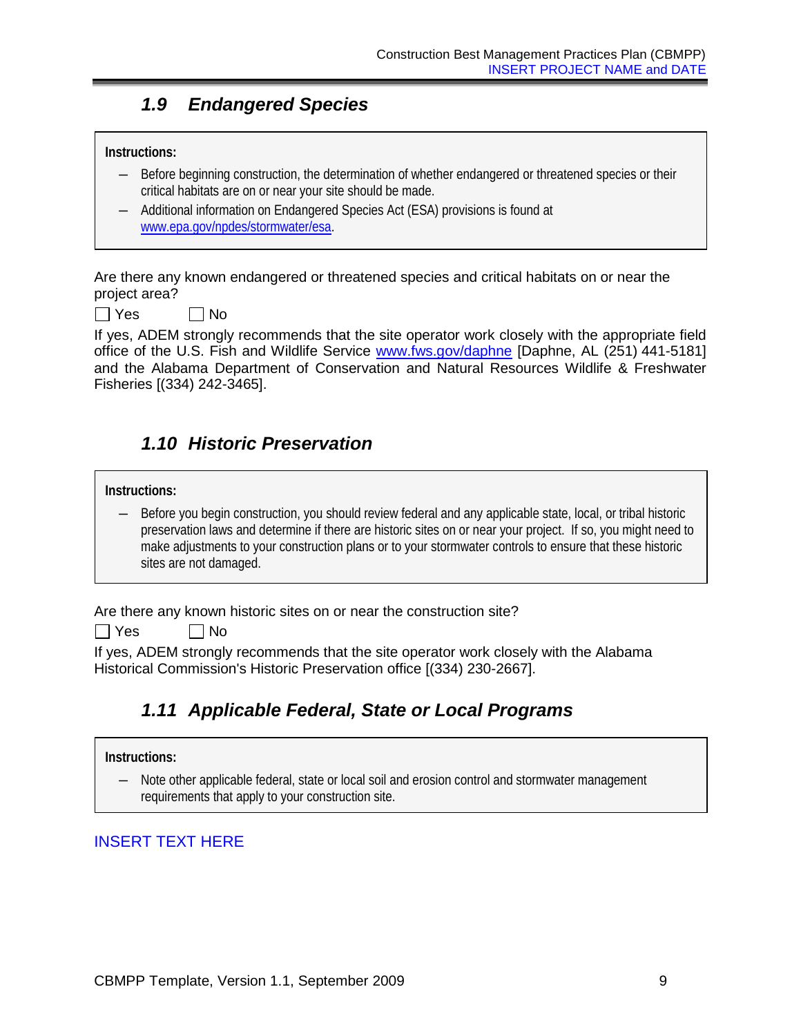### 1.9 Endangered Species

> **Instructions:**
>
> - Before beginning construction, the determination of whether endangered or threatened species or their critical habitats are on or near your site should be made.
> - Additional information on Endangered Species Act (ESA) provisions is found at www.epa.gov/npdes/stormwater/esa.

Are there any known endangered or threatened species and critical habitats on or near the project area?

☐ Yes ☐ No

If yes, ADEM strongly recommends that the site operator work closely with the appropriate field office of the U.S. Fish and Wildlife Service www.fws.gov/daphne [Daphne, AL (251) 441-5181] and the Alabama Department of Conservation and Natural Resources Wildlife & Freshwater Fisheries [(334) 242-3465].

### 1.10 Historic Preservation

> **Instructions:**
>
> - Before you begin construction, you should review federal and any applicable state, local, or tribal historic preservation laws and determine if there are historic sites on or near your project. If so, you might need to make adjustments to your construction plans or to your stormwater controls to ensure that these historic sites are not damaged.

Are there any known historic sites on or near the construction site?

☐ Yes ☐ No

If yes, ADEM strongly recommends that the site operator work closely with the Alabama Historical Commission's Historic Preservation office [(334) 230-2667].

### 1.11 Applicable Federal, State or Local Programs

> **Instructions:**
>
> - Note other applicable federal, state or local soil and erosion control and stormwater management requirements that apply to your construction site.

INSERT TEXT HERE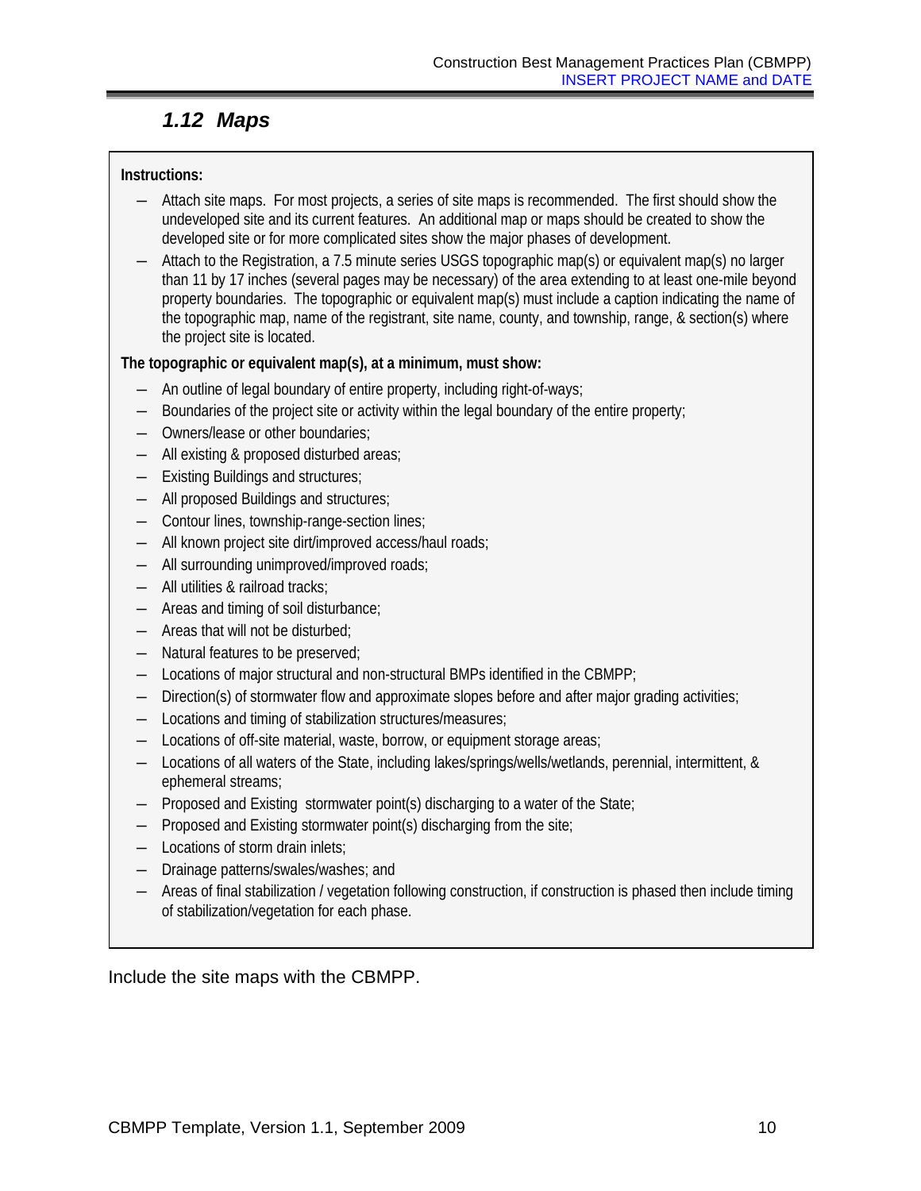### *1.12 Maps*

**Instructions:**

- Attach site maps. For most projects, a series of site maps is recommended. The first should show the undeveloped site and its current features. An additional map or maps should be created to show the developed site or for more complicated sites show the major phases of development.
- Attach to the Registration, a 7.5 minute series USGS topographic map(s) or equivalent map(s) no larger than 11 by 17 inches (several pages may be necessary) of the area extending to at least one-mile beyond property boundaries. The topographic or equivalent map(s) must include a caption indicating the name of the topographic map, name of the registrant, site name, county, and township, range, & section(s) where the project site is located.

**The topographic or equivalent map(s), at a minimum, must show:**

- An outline of legal boundary of entire property, including right-of-ways;
- Boundaries of the project site or activity within the legal boundary of the entire property;
- Owners/lease or other boundaries;
- All existing & proposed disturbed areas;
- Existing Buildings and structures;
- All proposed Buildings and structures;
- Contour lines, township-range-section lines;
- All known project site dirt/improved access/haul roads;
- All surrounding unimproved/improved roads;
- All utilities & railroad tracks;
- Areas and timing of soil disturbance;
- Areas that will not be disturbed;
- Natural features to be preserved;
- Locations of major structural and non-structural BMPs identified in the CBMPP;
- Direction(s) of stormwater flow and approximate slopes before and after major grading activities;
- Locations and timing of stabilization structures/measures;
- Locations of off-site material, waste, borrow, or equipment storage areas;
- Locations of all waters of the State, including lakes/springs/wells/wetlands, perennial, intermittent, & ephemeral streams;
- Proposed and Existing stormwater point(s) discharging to a water of the State;
- Proposed and Existing stormwater point(s) discharging from the site;
- Locations of storm drain inlets;
- Drainage patterns/swales/washes; and
- Areas of final stabilization / vegetation following construction, if construction is phased then include timing of stabilization/vegetation for each phase.

Include the site maps with the CBMPP.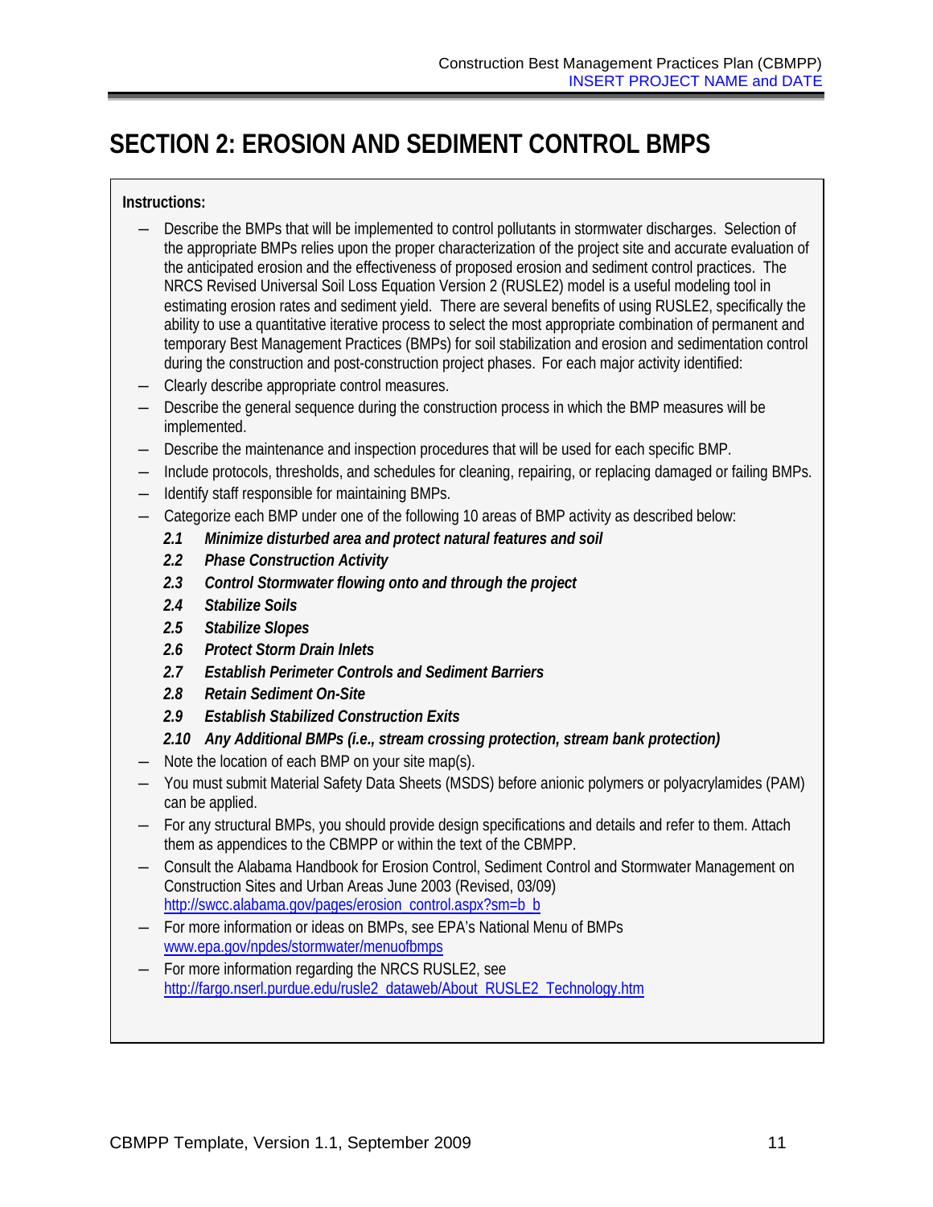# SECTION 2: EROSION AND SEDIMENT CONTROL BMPS

**Instructions:**

- Describe the BMPs that will be implemented to control pollutants in stormwater discharges. Selection of the appropriate BMPs relies upon the proper characterization of the project site and accurate evaluation of the anticipated erosion and the effectiveness of proposed erosion and sediment control practices. The NRCS Revised Universal Soil Loss Equation Version 2 (RUSLE2) model is a useful modeling tool in estimating erosion rates and sediment yield. There are several benefits of using RUSLE2, specifically the ability to use a quantitative iterative process to select the most appropriate combination of permanent and temporary Best Management Practices (BMPs) for soil stabilization and erosion and sedimentation control during the construction and post-construction project phases. For each major activity identified:
- Clearly describe appropriate control measures.
- Describe the general sequence during the construction process in which the BMP measures will be implemented.
- Describe the maintenance and inspection procedures that will be used for each specific BMP.
- Include protocols, thresholds, and schedules for cleaning, repairing, or replacing damaged or failing BMPs.
- Identify staff responsible for maintaining BMPs.
- Categorize each BMP under one of the following 10 areas of BMP activity as described below:
  - ***2.1 Minimize disturbed area and protect natural features and soil***
  - ***2.2 Phase Construction Activity***
  - ***2.3 Control Stormwater flowing onto and through the project***
  - ***2.4 Stabilize Soils***
  - ***2.5 Stabilize Slopes***
  - ***2.6 Protect Storm Drain Inlets***
  - ***2.7 Establish Perimeter Controls and Sediment Barriers***
  - ***2.8 Retain Sediment On-Site***
  - ***2.9 Establish Stabilized Construction Exits***
  - ***2.10 Any Additional BMPs (i.e., stream crossing protection, stream bank protection)***
- Note the location of each BMP on your site map(s).
- You must submit Material Safety Data Sheets (MSDS) before anionic polymers or polyacrylamides (PAM) can be applied.
- For any structural BMPs, you should provide design specifications and details and refer to them. Attach them as appendices to the CBMPP or within the text of the CBMPP.
- Consult the Alabama Handbook for Erosion Control, Sediment Control and Stormwater Management on Construction Sites and Urban Areas June 2003 (Revised, 03/09) http://swcc.alabama.gov/pages/erosion_control.aspx?sm=b_b
- For more information or ideas on BMPs, see EPA's National Menu of BMPs www.epa.gov/npdes/stormwater/menuofbmps
- For more information regarding the NRCS RUSLE2, see http://fargo.nserl.purdue.edu/rusle2_dataweb/About_RUSLE2_Technology.htm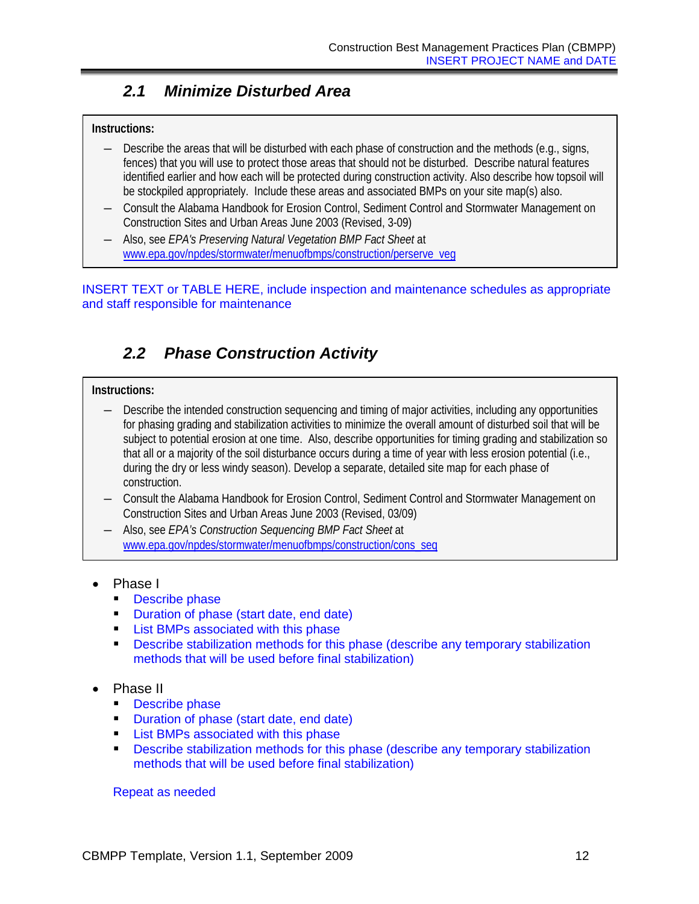## 2.1 Minimize Disturbed Area

**Instructions:**

- Describe the areas that will be disturbed with each phase of construction and the methods (e.g., signs, fences) that you will use to protect those areas that should not be disturbed. Describe natural features identified earlier and how each will be protected during construction activity. Also describe how topsoil will be stockpiled appropriately. Include these areas and associated BMPs on your site map(s) also.
- Consult the Alabama Handbook for Erosion Control, Sediment Control and Stormwater Management on Construction Sites and Urban Areas June 2003 (Revised, 3-09)
- Also, see *EPA's Preserving Natural Vegetation BMP Fact Sheet* at www.epa.gov/npdes/stormwater/menuofbmps/construction/perserve_veg

INSERT TEXT or TABLE HERE, include inspection and maintenance schedules as appropriate and staff responsible for maintenance

## 2.2 Phase Construction Activity

**Instructions:**

- Describe the intended construction sequencing and timing of major activities, including any opportunities for phasing grading and stabilization activities to minimize the overall amount of disturbed soil that will be subject to potential erosion at one time. Also, describe opportunities for timing grading and stabilization so that all or a majority of the soil disturbance occurs during a time of year with less erosion potential (i.e., during the dry or less windy season). Develop a separate, detailed site map for each phase of construction.
- Consult the Alabama Handbook for Erosion Control, Sediment Control and Stormwater Management on Construction Sites and Urban Areas June 2003 (Revised, 03/09)
- Also, see *EPA's Construction Sequencing BMP Fact Sheet* at www.epa.gov/npdes/stormwater/menuofbmps/construction/cons_seq

- Phase I
  - Describe phase
  - Duration of phase (start date, end date)
  - List BMPs associated with this phase
  - Describe stabilization methods for this phase (describe any temporary stabilization methods that will be used before final stabilization)

- Phase II
  - Describe phase
  - Duration of phase (start date, end date)
  - List BMPs associated with this phase
  - Describe stabilization methods for this phase (describe any temporary stabilization methods that will be used before final stabilization)

  Repeat as needed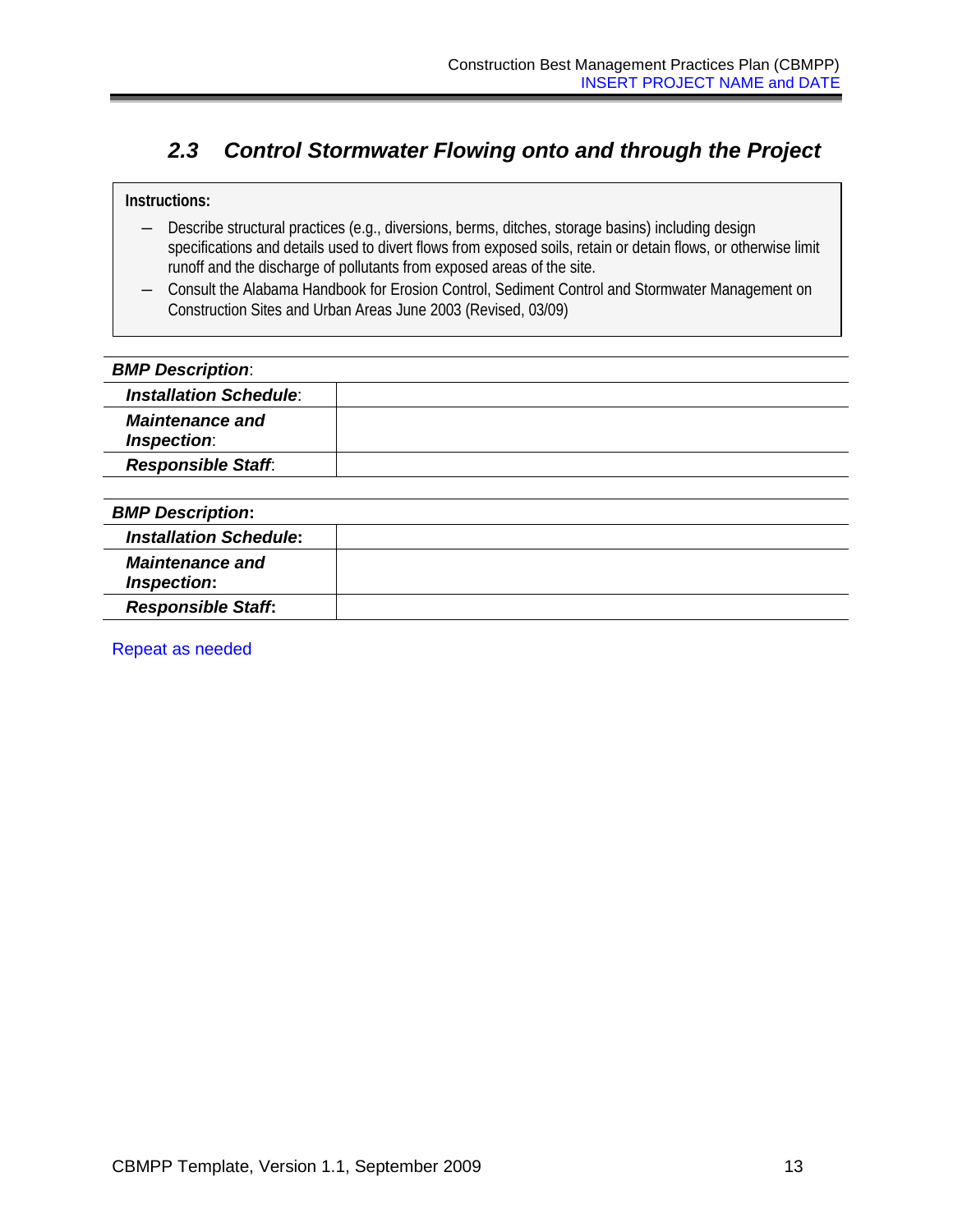## *2.3 Control Stormwater Flowing onto and through the Project*

**Instructions:**

- Describe structural practices (e.g., diversions, berms, ditches, storage basins) including design specifications and details used to divert flows from exposed soils, retain or detain flows, or otherwise limit runoff and the discharge of pollutants from exposed areas of the site.
- Consult the Alabama Handbook for Erosion Control, Sediment Control and Stormwater Management on Construction Sites and Urban Areas June 2003 (Revised, 03/09)

| ***BMP Description***: | |
|---|---|
| ***Installation Schedule***: | |
| ***Maintenance and Inspection***: | |
| ***Responsible Staff***: | |

| ***BMP Description*:** | |
|---|---|
| ***Installation Schedule*:** | |
| ***Maintenance and Inspection*:** | |
| ***Responsible Staff*:** | |

Repeat as needed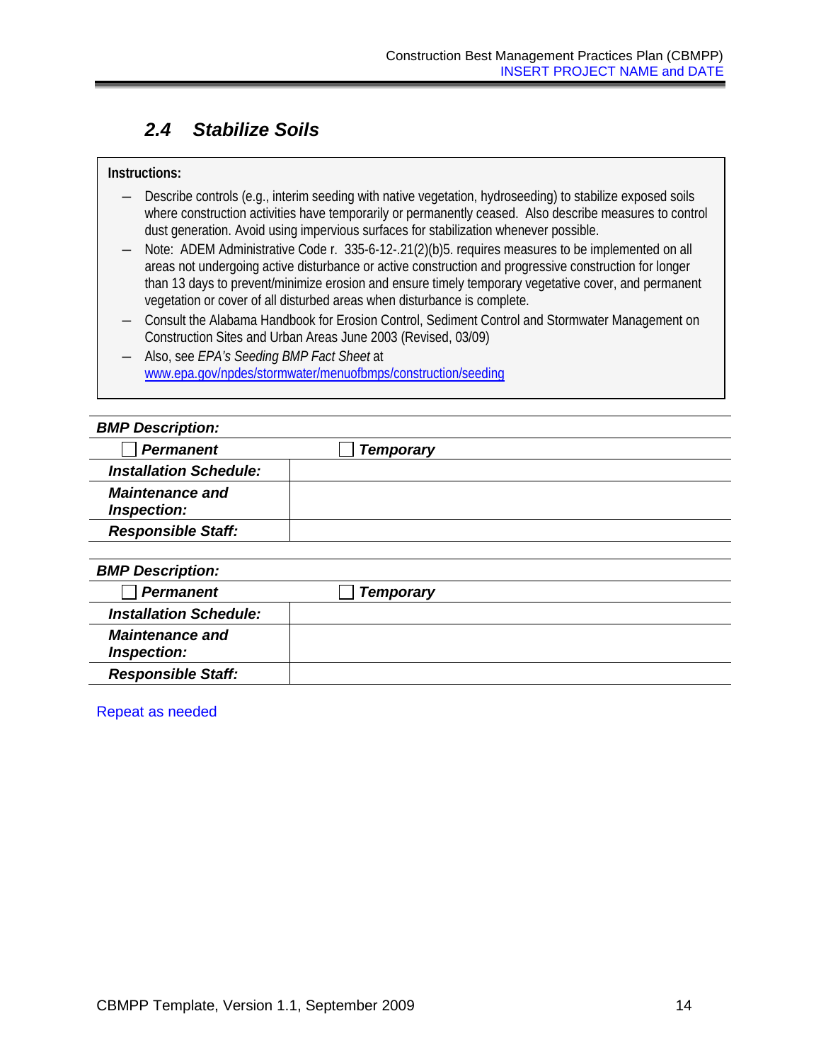## 2.4 Stabilize Soils

**Instructions:**

- Describe controls (e.g., interim seeding with native vegetation, hydroseeding) to stabilize exposed soils where construction activities have temporarily or permanently ceased. Also describe measures to control dust generation. Avoid using impervious surfaces for stabilization whenever possible.
- Note: ADEM Administrative Code r. 335-6-12-.21(2)(b)5. requires measures to be implemented on all areas not undergoing active disturbance or active construction and progressive construction for longer than 13 days to prevent/minimize erosion and ensure timely temporary vegetative cover, and permanent vegetation or cover of all disturbed areas when disturbance is complete.
- Consult the Alabama Handbook for Erosion Control, Sediment Control and Stormwater Management on Construction Sites and Urban Areas June 2003 (Revised, 03/09)
- Also, see *EPA's Seeding BMP Fact Sheet* at www.epa.gov/npdes/stormwater/menuofbmps/construction/seeding

| ***BMP Description:*** | |
|---|---|
| ☐ ***Permanent*** | ☐ ***Temporary*** |
| ***Installation Schedule:*** | |
| ***Maintenance and Inspection:*** | |
| ***Responsible Staff:*** | |

| ***BMP Description:*** | |
|---|---|
| ☐ ***Permanent*** | ☐ ***Temporary*** |
| ***Installation Schedule:*** | |
| ***Maintenance and Inspection:*** | |
| ***Responsible Staff:*** | |

Repeat as needed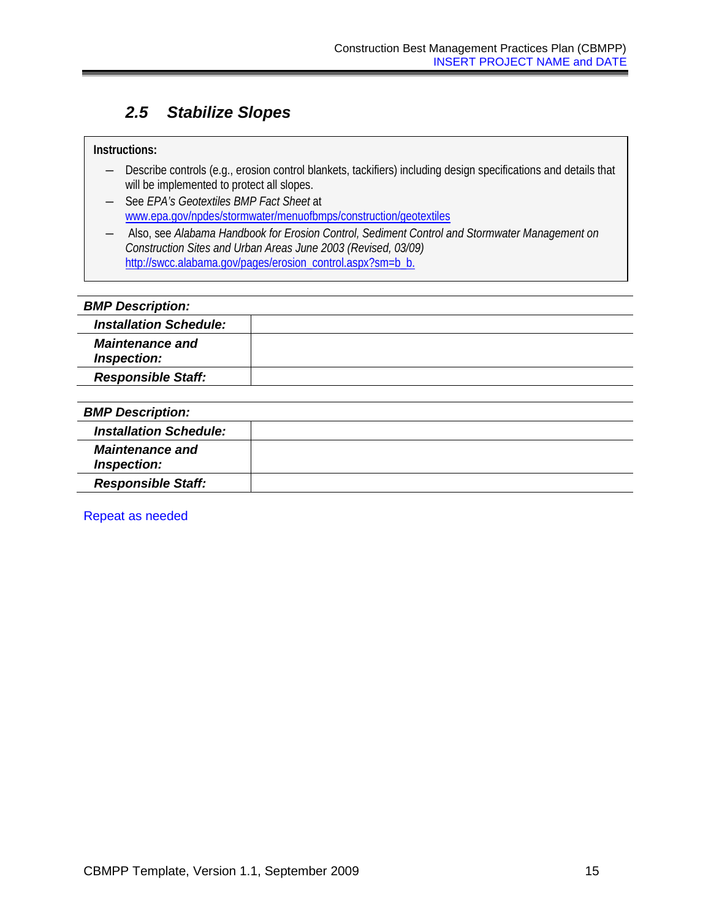## *2.5 Stabilize Slopes*

**Instructions:**

- Describe controls (e.g., erosion control blankets, tackifiers) including design specifications and details that will be implemented to protect all slopes.
- See *EPA's Geotextiles BMP Fact Sheet* at www.epa.gov/npdes/stormwater/menuofbmps/construction/geotextiles
- Also, see *Alabama Handbook for Erosion Control, Sediment Control and Stormwater Management on Construction Sites and Urban Areas June 2003 (Revised, 03/09)* http://swcc.alabama.gov/pages/erosion_control.aspx?sm=b_b.

| ***BMP Description:*** | |
|---|---|
| ***Installation Schedule:*** | |
| ***Maintenance and Inspection:*** | |
| ***Responsible Staff:*** | |

| ***BMP Description:*** | |
|---|---|
| ***Installation Schedule:*** | |
| ***Maintenance and Inspection:*** | |
| ***Responsible Staff:*** | |

Repeat as needed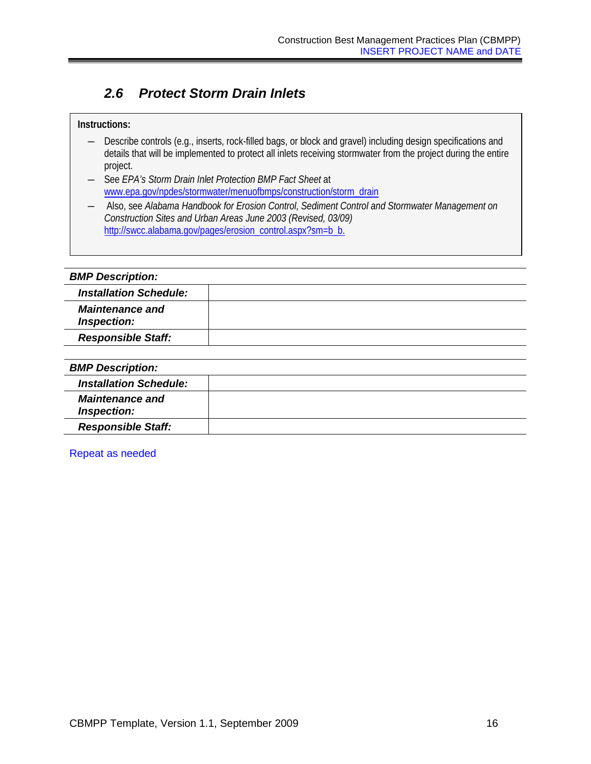## 2.6 Protect Storm Drain Inlets

**Instructions:**

- Describe controls (e.g., inserts, rock-filled bags, or block and gravel) including design specifications and details that will be implemented to protect all inlets receiving stormwater from the project during the entire project.
- See *EPA's Storm Drain Inlet Protection BMP Fact Sheet* at www.epa.gov/npdes/stormwater/menuofbmps/construction/storm_drain
- Also, see *Alabama Handbook for Erosion Control, Sediment Control and Stormwater Management on Construction Sites and Urban Areas June 2003 (Revised, 03/09)* http://swcc.alabama.gov/pages/erosion_control.aspx?sm=b_b.

| ***BMP Description:*** | |
|---|---|
| ***Installation Schedule:*** | |
| ***Maintenance and Inspection:*** | |
| ***Responsible Staff:*** | |

| ***BMP Description:*** | |
|---|---|
| ***Installation Schedule:*** | |
| ***Maintenance and Inspection:*** | |
| ***Responsible Staff:*** | |

Repeat as needed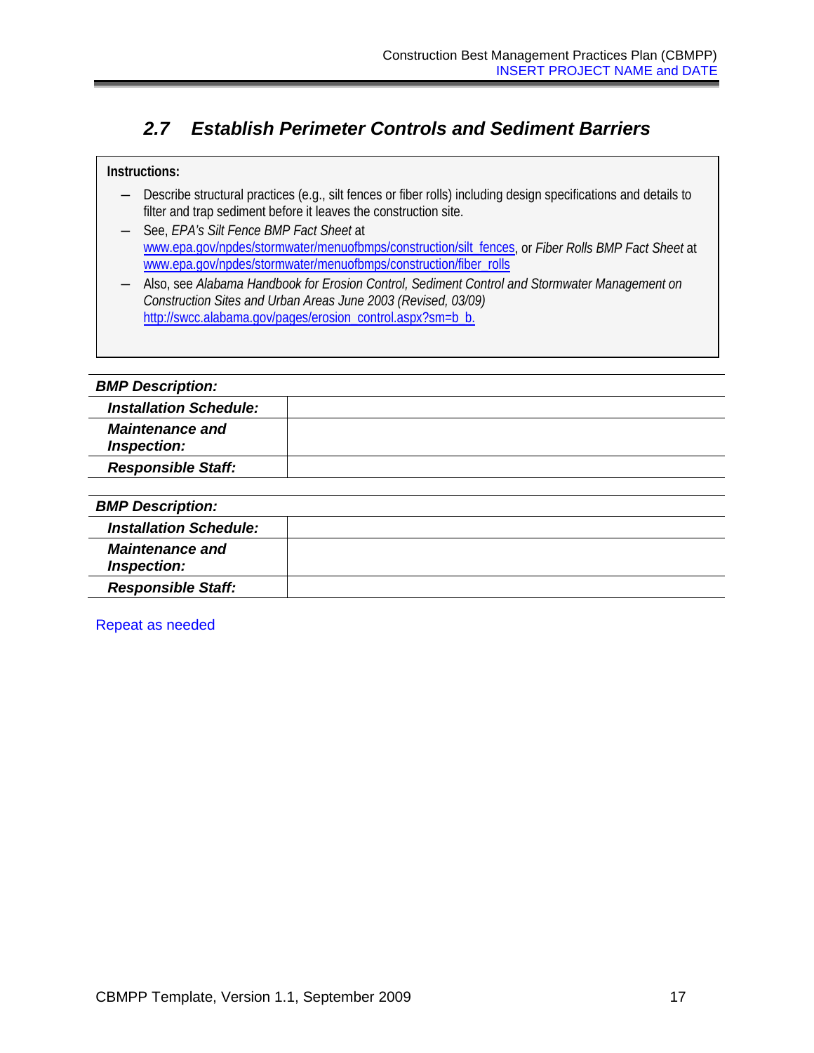## 2.7 *Establish Perimeter Controls and Sediment Barriers*

**Instructions:**

- Describe structural practices (e.g., silt fences or fiber rolls) including design specifications and details to filter and trap sediment before it leaves the construction site.
- See, *EPA's Silt Fence BMP Fact Sheet* at www.epa.gov/npdes/stormwater/menuofbmps/construction/silt_fences, or *Fiber Rolls BMP Fact Sheet* at www.epa.gov/npdes/stormwater/menuofbmps/construction/fiber_rolls
- Also, see *Alabama Handbook for Erosion Control, Sediment Control and Stormwater Management on Construction Sites and Urban Areas June 2003 (Revised, 03/09)* http://swcc.alabama.gov/pages/erosion_control.aspx?sm=b_b.

| ***BMP Description:*** | |
|---|---|
| ***Installation Schedule:*** | |
| ***Maintenance and Inspection:*** | |
| ***Responsible Staff:*** | |

| ***BMP Description:*** | |
|---|---|
| ***Installation Schedule:*** | |
| ***Maintenance and Inspection:*** | |
| ***Responsible Staff:*** | |

Repeat as needed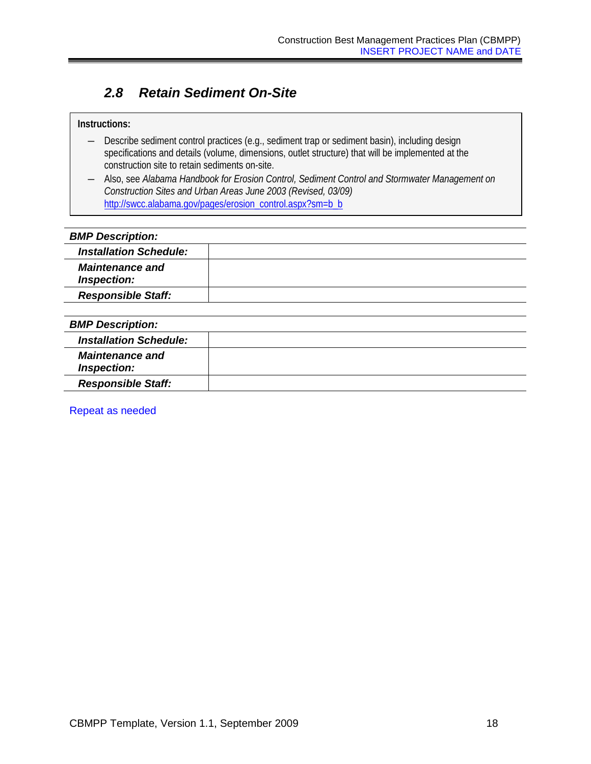## *2.8 Retain Sediment On-Site*

**Instructions:**

- Describe sediment control practices (e.g., sediment trap or sediment basin), including design specifications and details (volume, dimensions, outlet structure) that will be implemented at the construction site to retain sediments on-site.
- Also, see *Alabama Handbook for Erosion Control, Sediment Control and Stormwater Management on Construction Sites and Urban Areas June 2003 (Revised, 03/09)* http://swcc.alabama.gov/pages/erosion_control.aspx?sm=b_b

| ***BMP Description:*** | |
|---|---|
| ***Installation Schedule:*** | |
| ***Maintenance and Inspection:*** | |
| ***Responsible Staff:*** | |

| ***BMP Description:*** | |
|---|---|
| ***Installation Schedule:*** | |
| ***Maintenance and Inspection:*** | |
| ***Responsible Staff:*** | |

Repeat as needed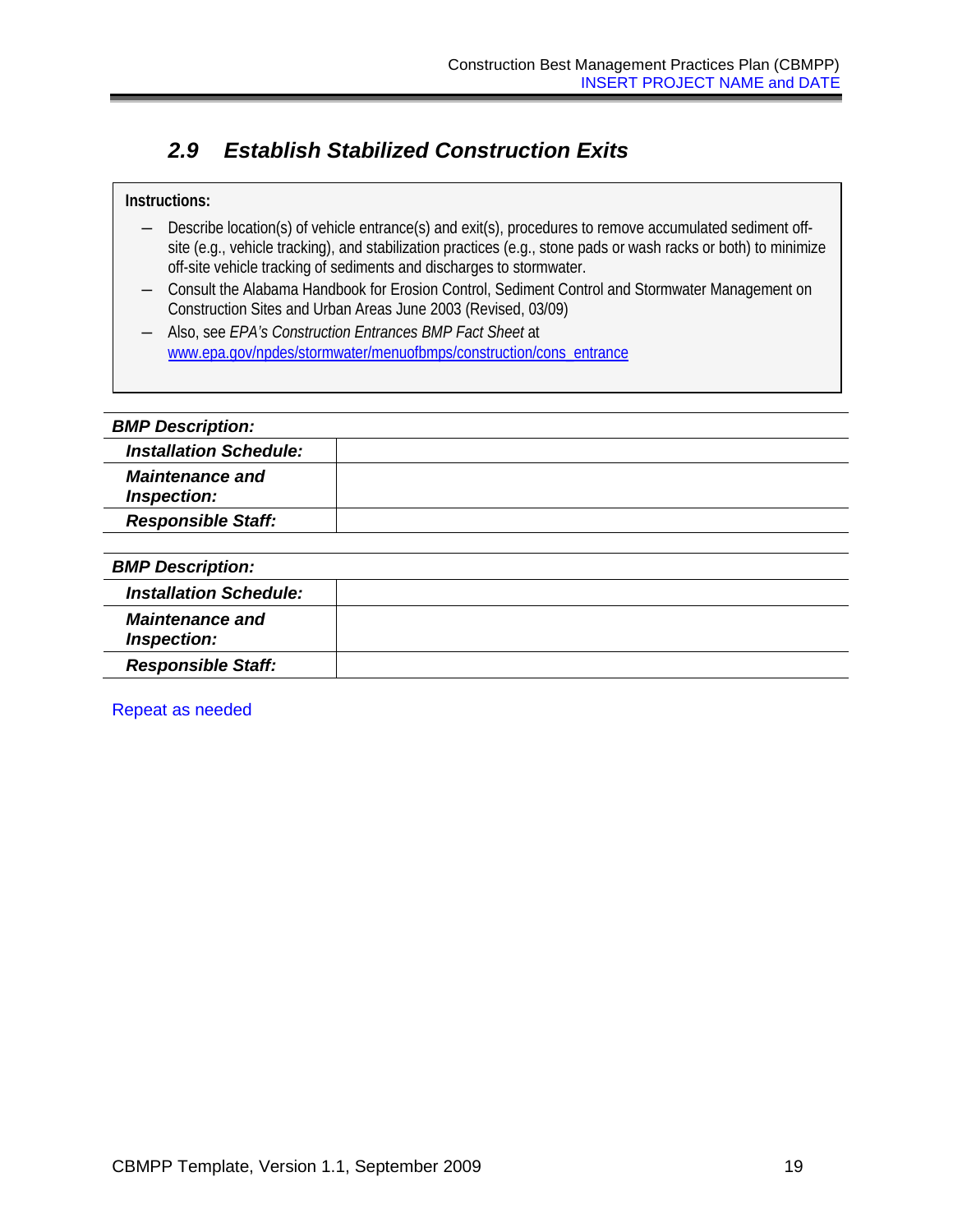## 2.9 Establish Stabilized Construction Exits

**Instructions:**

- Describe location(s) of vehicle entrance(s) and exit(s), procedures to remove accumulated sediment off-site (e.g., vehicle tracking), and stabilization practices (e.g., stone pads or wash racks or both) to minimize off-site vehicle tracking of sediments and discharges to stormwater.
- Consult the Alabama Handbook for Erosion Control, Sediment Control and Stormwater Management on Construction Sites and Urban Areas June 2003 (Revised, 03/09)
- Also, see *EPA's Construction Entrances BMP Fact Sheet* at www.epa.gov/npdes/stormwater/menuofbmps/construction/cons_entrance

| ***BMP Description:*** | |
|---|---|
| ***Installation Schedule:*** | |
| ***Maintenance and Inspection:*** | |
| ***Responsible Staff:*** | |

| ***BMP Description:*** | |
|---|---|
| ***Installation Schedule:*** | |
| ***Maintenance and Inspection:*** | |
| ***Responsible Staff:*** | |

Repeat as needed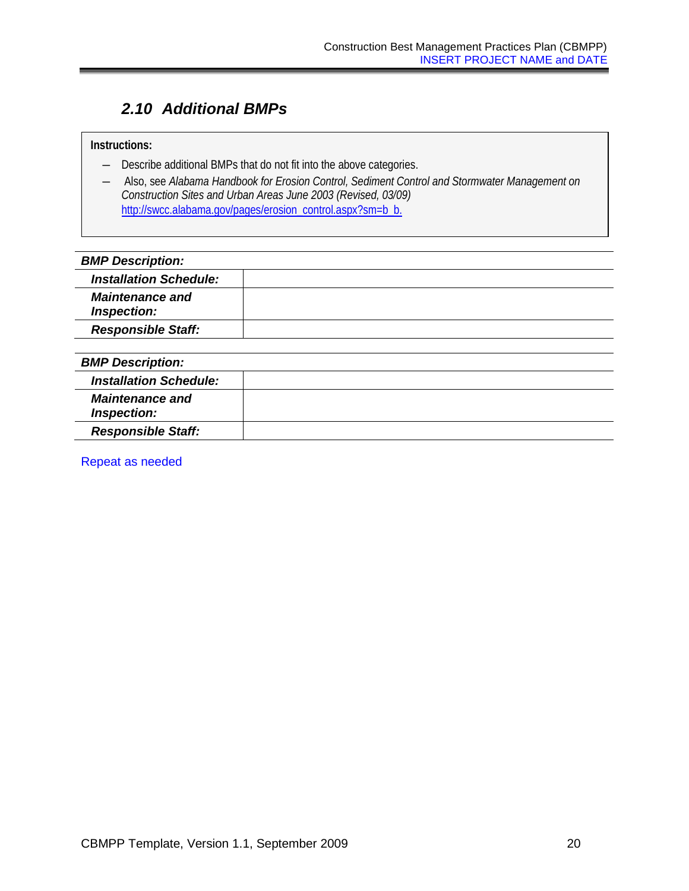## 2.10 Additional BMPs

**Instructions:**

- Describe additional BMPs that do not fit into the above categories.
- Also, see *Alabama Handbook for Erosion Control, Sediment Control and Stormwater Management on Construction Sites and Urban Areas June 2003 (Revised, 03/09)* http://swcc.alabama.gov/pages/erosion_control.aspx?sm=b_b.

| ***BMP Description:*** | |
|---|---|
| ***Installation Schedule:*** | |
| ***Maintenance and Inspection:*** | |
| ***Responsible Staff:*** | |

| ***BMP Description:*** | |
|---|---|
| ***Installation Schedule:*** | |
| ***Maintenance and Inspection:*** | |
| ***Responsible Staff:*** | |

Repeat as needed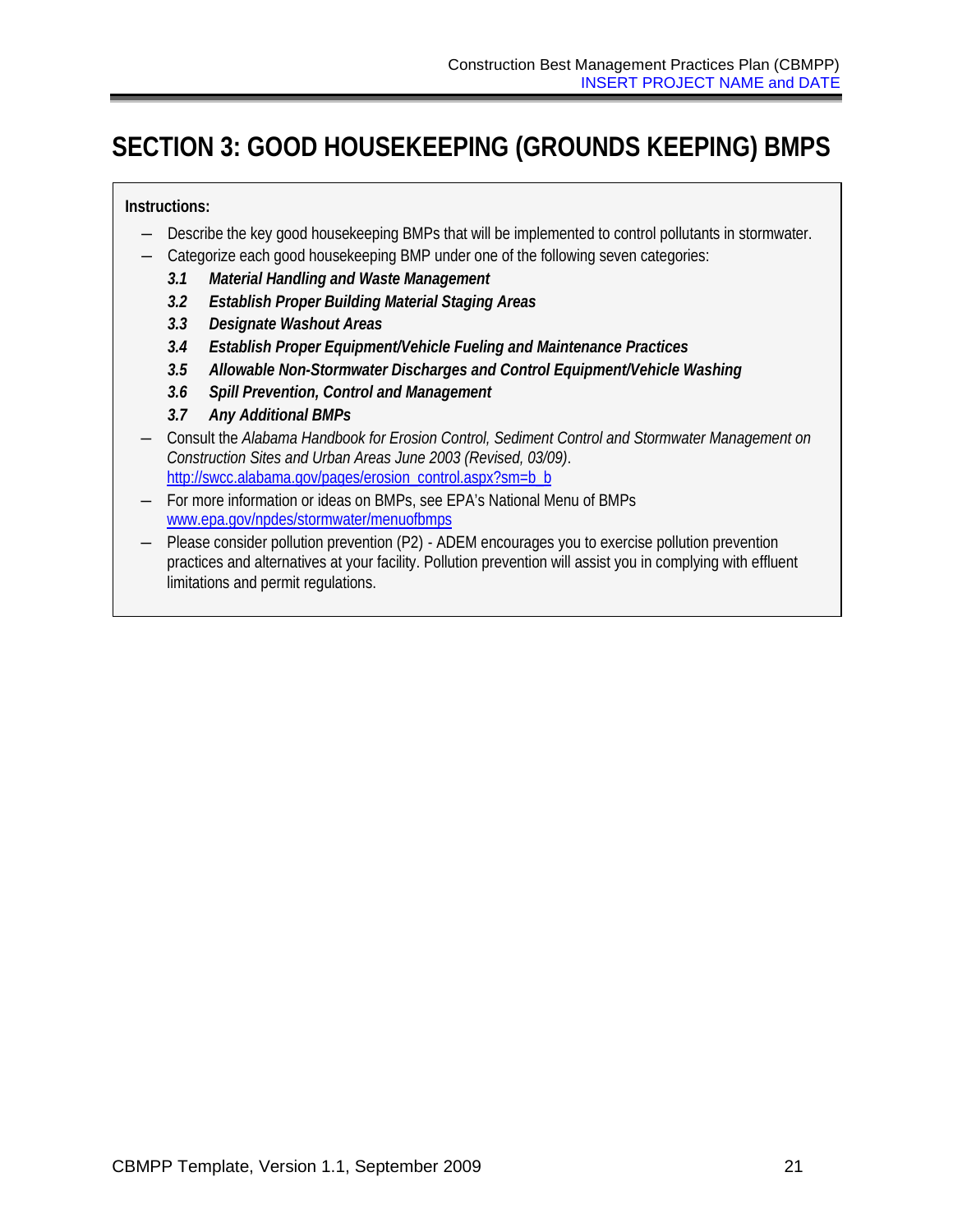# SECTION 3: GOOD HOUSEKEEPING (GROUNDS KEEPING) BMPS

**Instructions:**

- Describe the key good housekeeping BMPs that will be implemented to control pollutants in stormwater.
- Categorize each good housekeeping BMP under one of the following seven categories:
  - ***3.1 Material Handling and Waste Management***
  - ***3.2 Establish Proper Building Material Staging Areas***
  - ***3.3 Designate Washout Areas***
  - ***3.4 Establish Proper Equipment/Vehicle Fueling and Maintenance Practices***
  - ***3.5 Allowable Non-Stormwater Discharges and Control Equipment/Vehicle Washing***
  - ***3.6 Spill Prevention, Control and Management***
  - ***3.7 Any Additional BMPs***
- Consult the *Alabama Handbook for Erosion Control, Sediment Control and Stormwater Management on Construction Sites and Urban Areas June 2003 (Revised, 03/09)*. http://swcc.alabama.gov/pages/erosion_control.aspx?sm=b_b
- For more information or ideas on BMPs, see EPA's National Menu of BMPs www.epa.gov/npdes/stormwater/menuofbmps
- Please consider pollution prevention (P2) - ADEM encourages you to exercise pollution prevention practices and alternatives at your facility. Pollution prevention will assist you in complying with effluent limitations and permit regulations.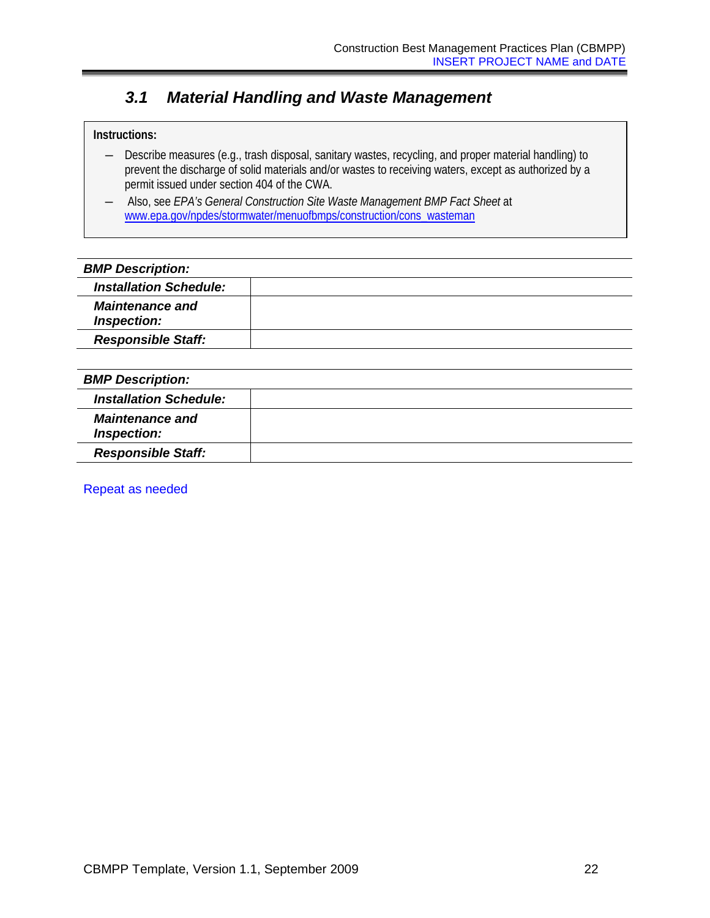### 3.1 Material Handling and Waste Management

**Instructions:**

- Describe measures (e.g., trash disposal, sanitary wastes, recycling, and proper material handling) to prevent the discharge of solid materials and/or wastes to receiving waters, except as authorized by a permit issued under section 404 of the CWA.
- Also, see *EPA's General Construction Site Waste Management BMP Fact Sheet* at www.epa.gov/npdes/stormwater/menuofbmps/construction/cons_wasteman

| ***BMP Description:*** | |
|---|---|
| ***Installation Schedule:*** | |
| ***Maintenance and Inspection:*** | |
| ***Responsible Staff:*** | |

| ***BMP Description:*** | |
|---|---|
| ***Installation Schedule:*** | |
| ***Maintenance and Inspection:*** | |
| ***Responsible Staff:*** | |

Repeat as needed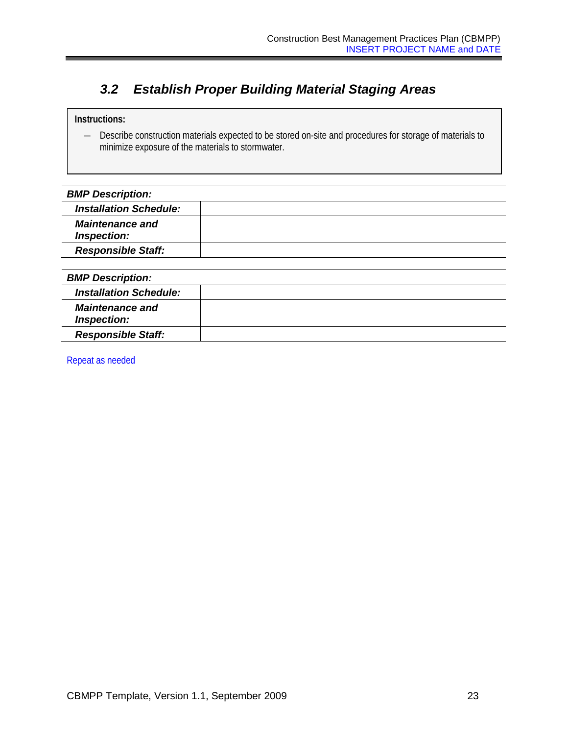### *3.2 Establish Proper Building Material Staging Areas*

**Instructions:**

- Describe construction materials expected to be stored on-site and procedures for storage of materials to minimize exposure of the materials to stormwater.

| ***BMP Description:*** | |
|---|---|
| ***Installation Schedule:*** | |
| ***Maintenance and Inspection:*** | |
| ***Responsible Staff:*** | |

| ***BMP Description:*** | |
|---|---|
| ***Installation Schedule:*** | |
| ***Maintenance and Inspection:*** | |
| ***Responsible Staff:*** | |

Repeat as needed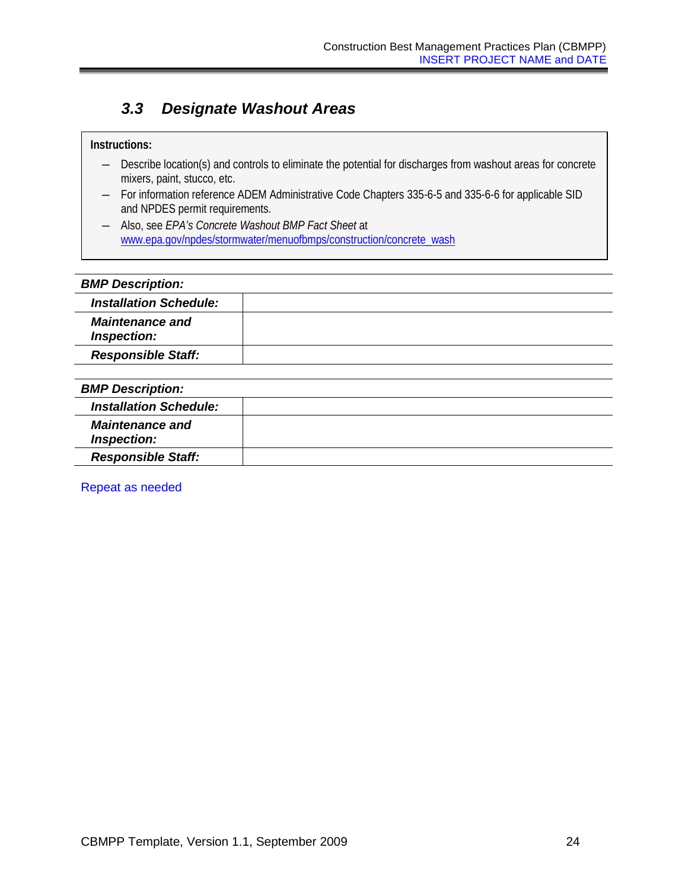### *3.3 Designate Washout Areas*

**Instructions:**

- Describe location(s) and controls to eliminate the potential for discharges from washout areas for concrete mixers, paint, stucco, etc.
- For information reference ADEM Administrative Code Chapters 335-6-5 and 335-6-6 for applicable SID and NPDES permit requirements.
- Also, see *EPA's Concrete Washout BMP Fact Sheet* at www.epa.gov/npdes/stormwater/menuofbmps/construction/concrete_wash

| ***BMP Description:*** | |
|---|---|
| ***Installation Schedule:*** | |
| ***Maintenance and Inspection:*** | |
| ***Responsible Staff:*** | |

| ***BMP Description:*** | |
|---|---|
| ***Installation Schedule:*** | |
| ***Maintenance and Inspection:*** | |
| ***Responsible Staff:*** | |

Repeat as needed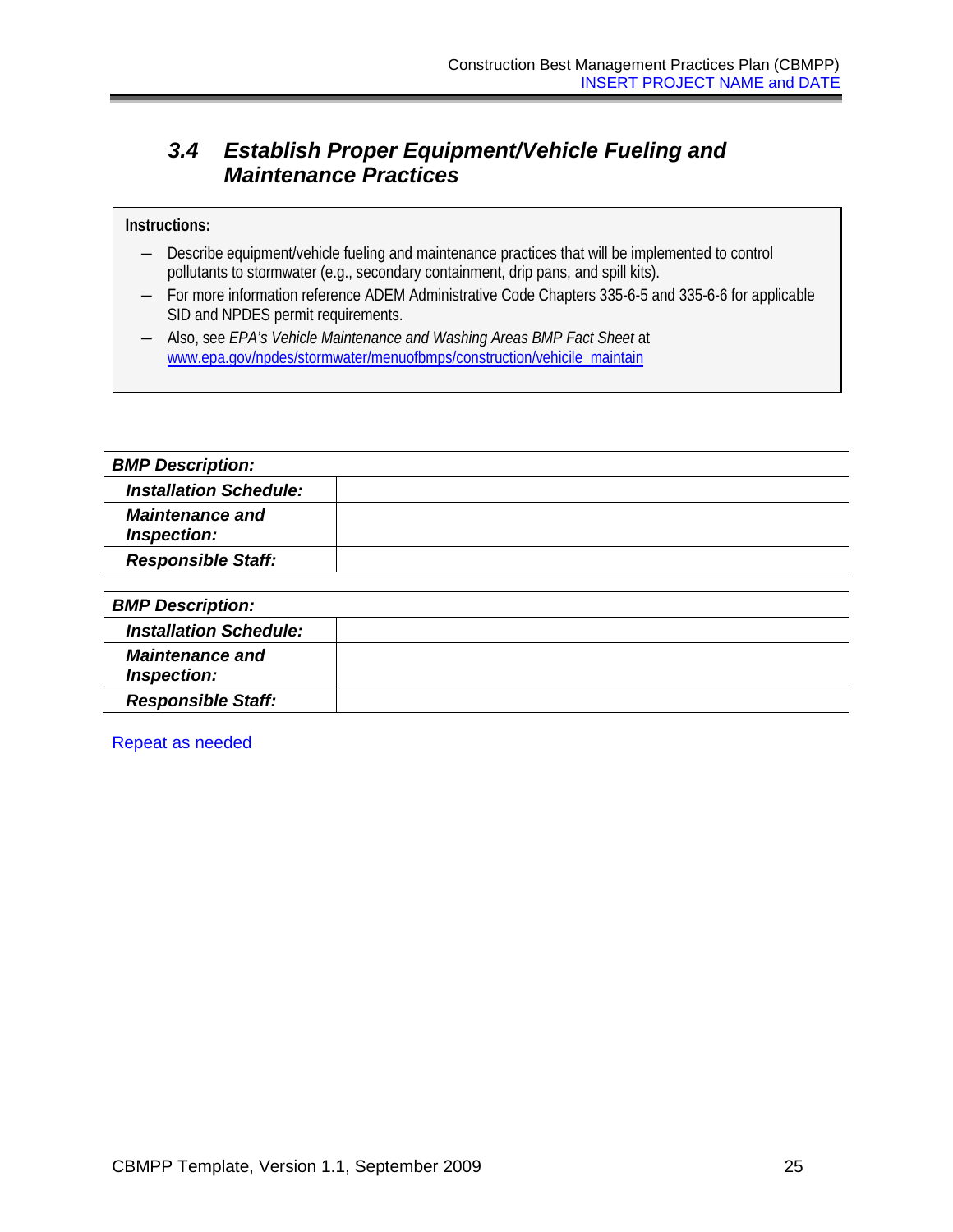### 3.4 Establish Proper Equipment/Vehicle Fueling and Maintenance Practices

**Instructions:**

- Describe equipment/vehicle fueling and maintenance practices that will be implemented to control pollutants to stormwater (e.g., secondary containment, drip pans, and spill kits).
- For more information reference ADEM Administrative Code Chapters 335-6-5 and 335-6-6 for applicable SID and NPDES permit requirements.
- Also, see *EPA's Vehicle Maintenance and Washing Areas BMP Fact Sheet* at www.epa.gov/npdes/stormwater/menuofbmps/construction/vehicile_maintain

| ***BMP Description:*** | |
|---|---|
| ***Installation Schedule:*** | |
| ***Maintenance and Inspection:*** | |
| ***Responsible Staff:*** | |

| ***BMP Description:*** | |
|---|---|
| ***Installation Schedule:*** | |
| ***Maintenance and Inspection:*** | |
| ***Responsible Staff:*** | |

Repeat as needed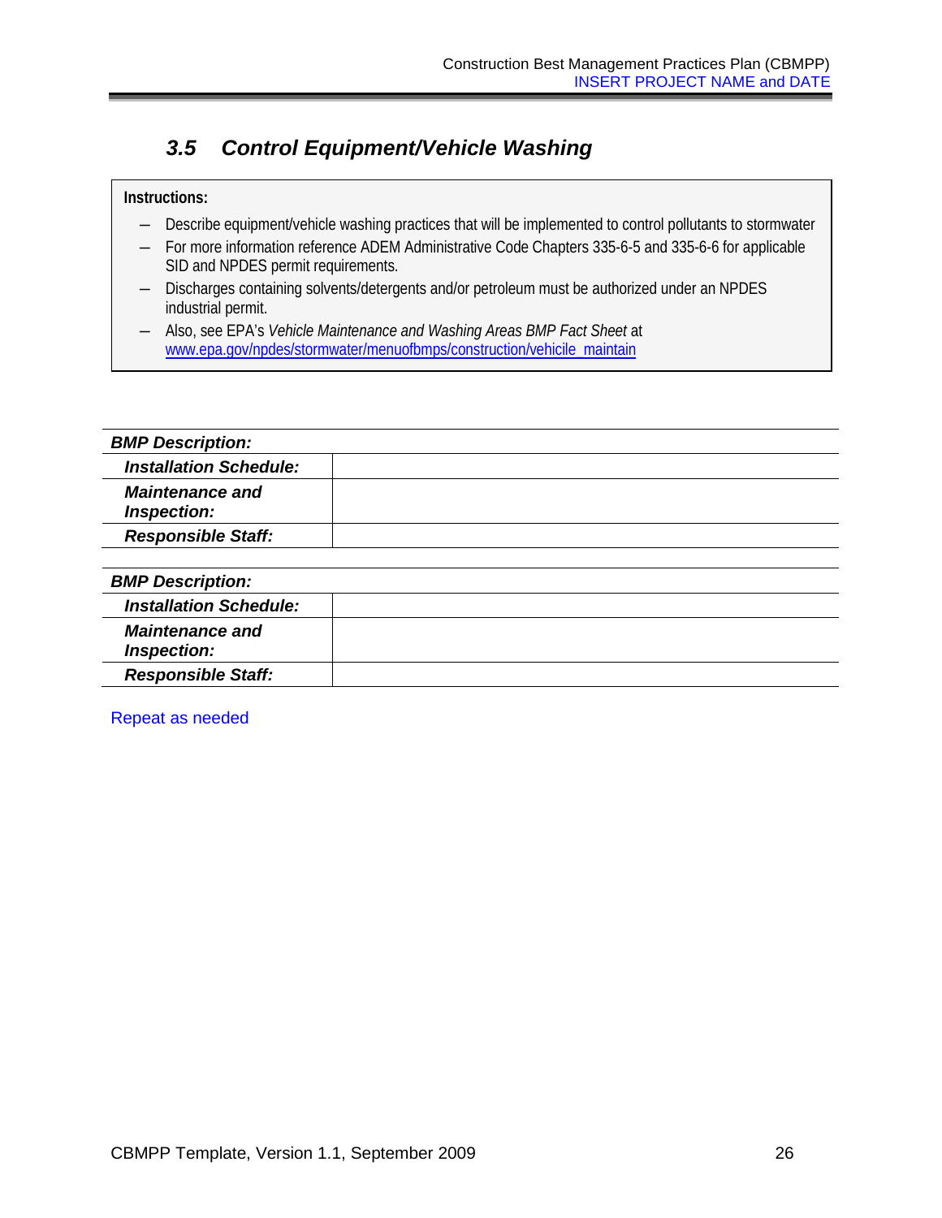### 3.5 Control Equipment/Vehicle Washing

**Instructions:**

- Describe equipment/vehicle washing practices that will be implemented to control pollutants to stormwater
- For more information reference ADEM Administrative Code Chapters 335-6-5 and 335-6-6 for applicable SID and NPDES permit requirements.
- Discharges containing solvents/detergents and/or petroleum must be authorized under an NPDES industrial permit.
- Also, see EPA's *Vehicle Maintenance and Washing Areas BMP Fact Sheet* at www.epa.gov/npdes/stormwater/menuofbmps/construction/vehicile_maintain

| ***BMP Description:*** | |
|---|---|
| ***Installation Schedule:*** | |
| ***Maintenance and Inspection:*** | |
| ***Responsible Staff:*** | |

| ***BMP Description:*** | |
|---|---|
| ***Installation Schedule:*** | |
| ***Maintenance and Inspection:*** | |
| ***Responsible Staff:*** | |

Repeat as needed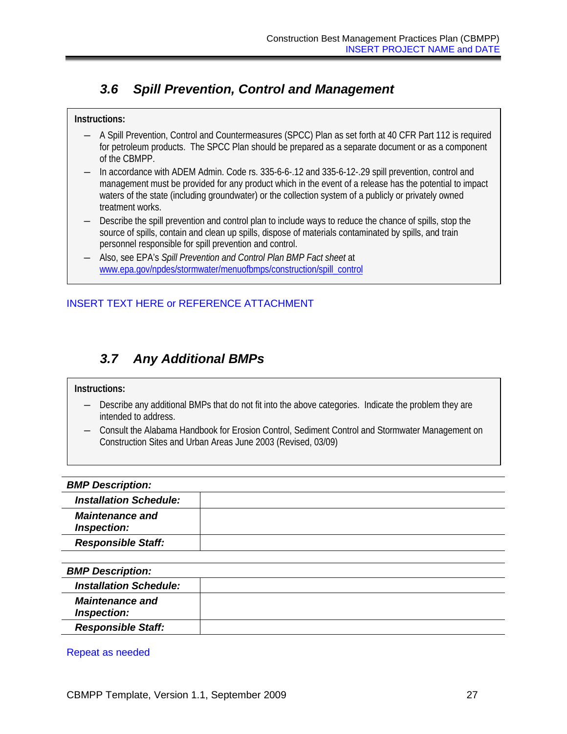### 3.6 Spill Prevention, Control and Management

**Instructions:**

- A Spill Prevention, Control and Countermeasures (SPCC) Plan as set forth at 40 CFR Part 112 is required for petroleum products. The SPCC Plan should be prepared as a separate document or as a component of the CBMPP.
- In accordance with ADEM Admin. Code rs. 335-6-6-.12 and 335-6-12-.29 spill prevention, control and management must be provided for any product which in the event of a release has the potential to impact waters of the state (including groundwater) or the collection system of a publicly or privately owned treatment works.
- Describe the spill prevention and control plan to include ways to reduce the chance of spills, stop the source of spills, contain and clean up spills, dispose of materials contaminated by spills, and train personnel responsible for spill prevention and control.
- Also, see EPA's *Spill Prevention and Control Plan BMP Fact sheet* at www.epa.gov/npdes/stormwater/menuofbmps/construction/spill_control

INSERT TEXT HERE or REFERENCE ATTACHMENT

### 3.7 Any Additional BMPs

**Instructions:**

- Describe any additional BMPs that do not fit into the above categories. Indicate the problem they are intended to address.
- Consult the Alabama Handbook for Erosion Control, Sediment Control and Stormwater Management on Construction Sites and Urban Areas June 2003 (Revised, 03/09)

| ***BMP Description:*** | |
|---|---|
| ***Installation Schedule:*** | |
| ***Maintenance and Inspection:*** | |
| ***Responsible Staff:*** | |

| ***BMP Description:*** | |
|---|---|
| ***Installation Schedule:*** | |
| ***Maintenance and Inspection:*** | |
| ***Responsible Staff:*** | |

Repeat as needed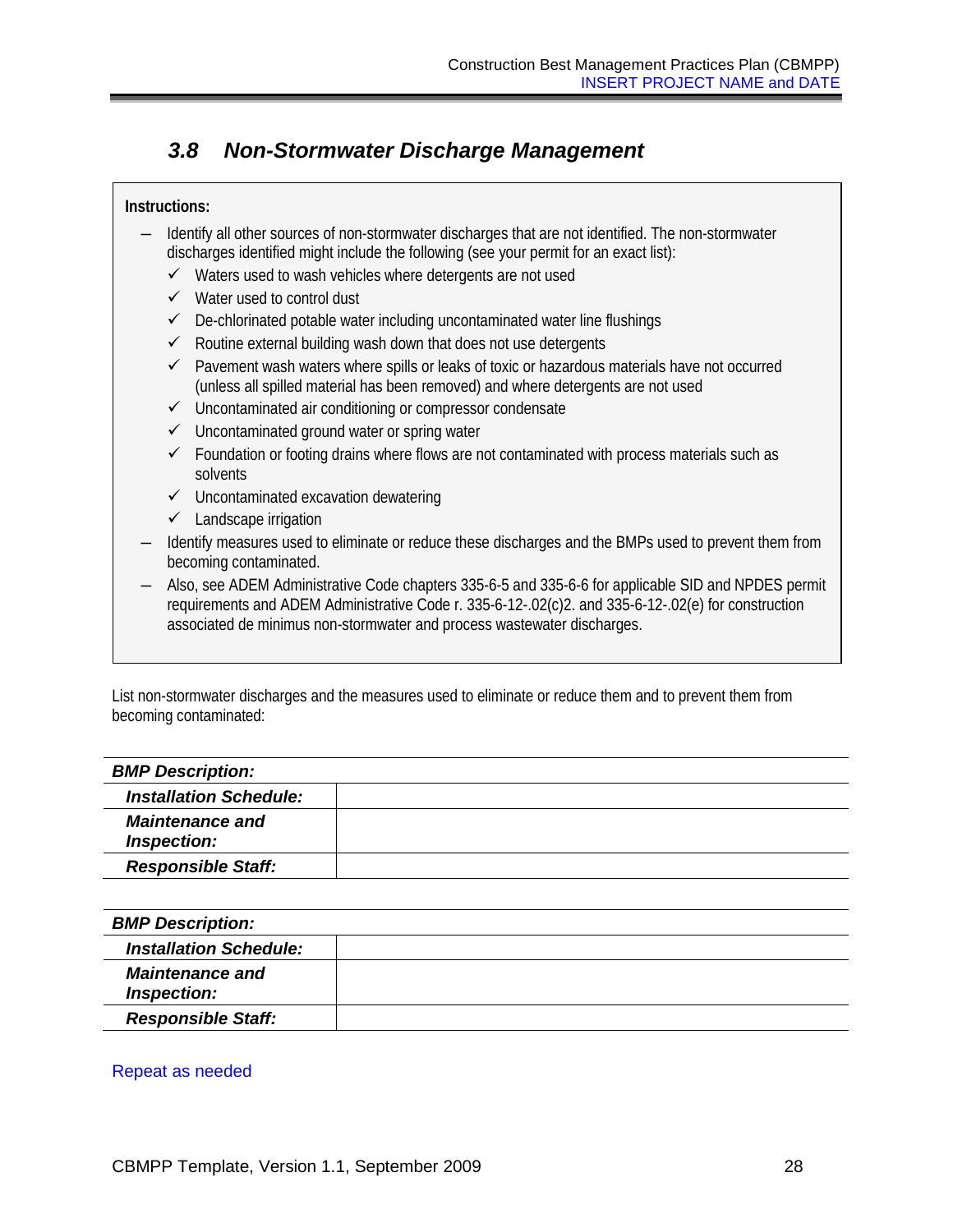## 3.8 Non-Stormwater Discharge Management

**Instructions:**

- Identify all other sources of non-stormwater discharges that are not identified. The non-stormwater discharges identified might include the following (see your permit for an exact list):
  - ✓ Waters used to wash vehicles where detergents are not used
  - ✓ Water used to control dust
  - ✓ De-chlorinated potable water including uncontaminated water line flushings
  - ✓ Routine external building wash down that does not use detergents
  - ✓ Pavement wash waters where spills or leaks of toxic or hazardous materials have not occurred (unless all spilled material has been removed) and where detergents are not used
  - ✓ Uncontaminated air conditioning or compressor condensate
  - ✓ Uncontaminated ground water or spring water
  - ✓ Foundation or footing drains where flows are not contaminated with process materials such as solvents
  - ✓ Uncontaminated excavation dewatering
  - ✓ Landscape irrigation
- Identify measures used to eliminate or reduce these discharges and the BMPs used to prevent them from becoming contaminated.
- Also, see ADEM Administrative Code chapters 335-6-5 and 335-6-6 for applicable SID and NPDES permit requirements and ADEM Administrative Code r. 335-6-12-.02(c)2. and 335-6-12-.02(e) for construction associated de minimus non-stormwater and process wastewater discharges.

List non-stormwater discharges and the measures used to eliminate or reduce them and to prevent them from becoming contaminated:

| ***BMP Description:*** | |
|---|---|
| ***Installation Schedule:*** | |
| ***Maintenance and Inspection:*** | |
| ***Responsible Staff:*** | |

| ***BMP Description:*** | |
|---|---|
| ***Installation Schedule:*** | |
| ***Maintenance and Inspection:*** | |
| ***Responsible Staff:*** | |

Repeat as needed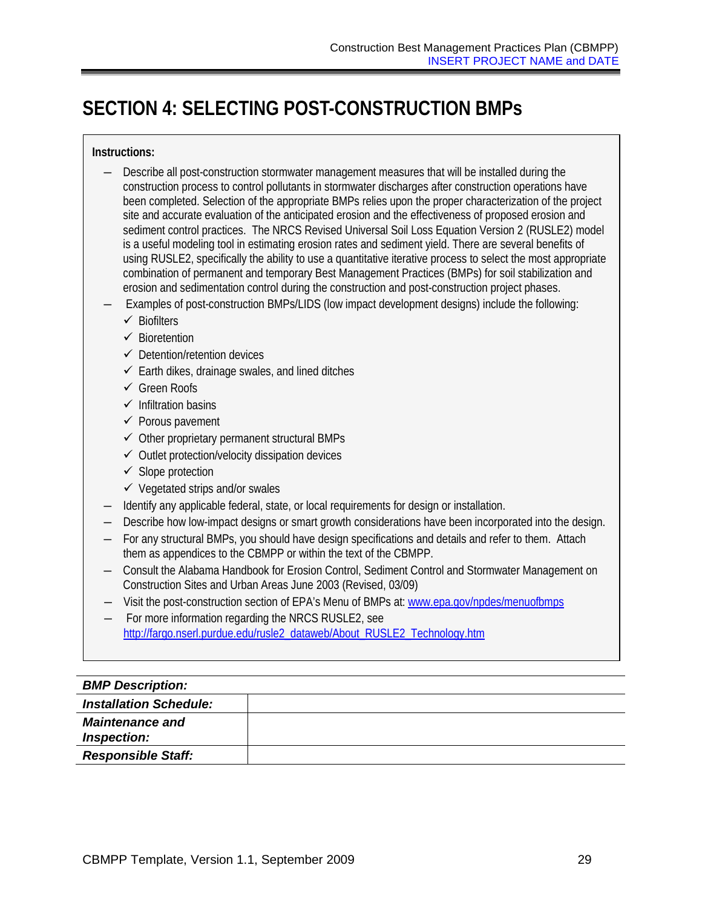# SECTION 4: SELECTING POST-CONSTRUCTION BMPs

**Instructions:**

- Describe all post-construction stormwater management measures that will be installed during the construction process to control pollutants in stormwater discharges after construction operations have been completed. Selection of the appropriate BMPs relies upon the proper characterization of the project site and accurate evaluation of the anticipated erosion and the effectiveness of proposed erosion and sediment control practices. The NRCS Revised Universal Soil Loss Equation Version 2 (RUSLE2) model is a useful modeling tool in estimating erosion rates and sediment yield. There are several benefits of using RUSLE2, specifically the ability to use a quantitative iterative process to select the most appropriate combination of permanent and temporary Best Management Practices (BMPs) for soil stabilization and erosion and sedimentation control during the construction and post-construction project phases.
- Examples of post-construction BMPs/LIDS (low impact development designs) include the following:
  - ✓ Biofilters
  - ✓ Bioretention
  - ✓ Detention/retention devices
  - ✓ Earth dikes, drainage swales, and lined ditches
  - ✓ Green Roofs
  - ✓ Infiltration basins
  - ✓ Porous pavement
  - ✓ Other proprietary permanent structural BMPs
  - ✓ Outlet protection/velocity dissipation devices
  - ✓ Slope protection
  - ✓ Vegetated strips and/or swales
- Identify any applicable federal, state, or local requirements for design or installation.
- Describe how low-impact designs or smart growth considerations have been incorporated into the design.
- For any structural BMPs, you should have design specifications and details and refer to them. Attach them as appendices to the CBMPP or within the text of the CBMPP.
- Consult the Alabama Handbook for Erosion Control, Sediment Control and Stormwater Management on Construction Sites and Urban Areas June 2003 (Revised, 03/09)
- Visit the post-construction section of EPA's Menu of BMPs at: www.epa.gov/npdes/menuofbmps
- For more information regarding the NRCS RUSLE2, see http://fargo.nserl.purdue.edu/rusle2_dataweb/About_RUSLE2_Technology.htm

| ***BMP Description:*** | |
|---|---|
| ***Installation Schedule:*** | |
| ***Maintenance and Inspection:*** | |
| ***Responsible Staff:*** | |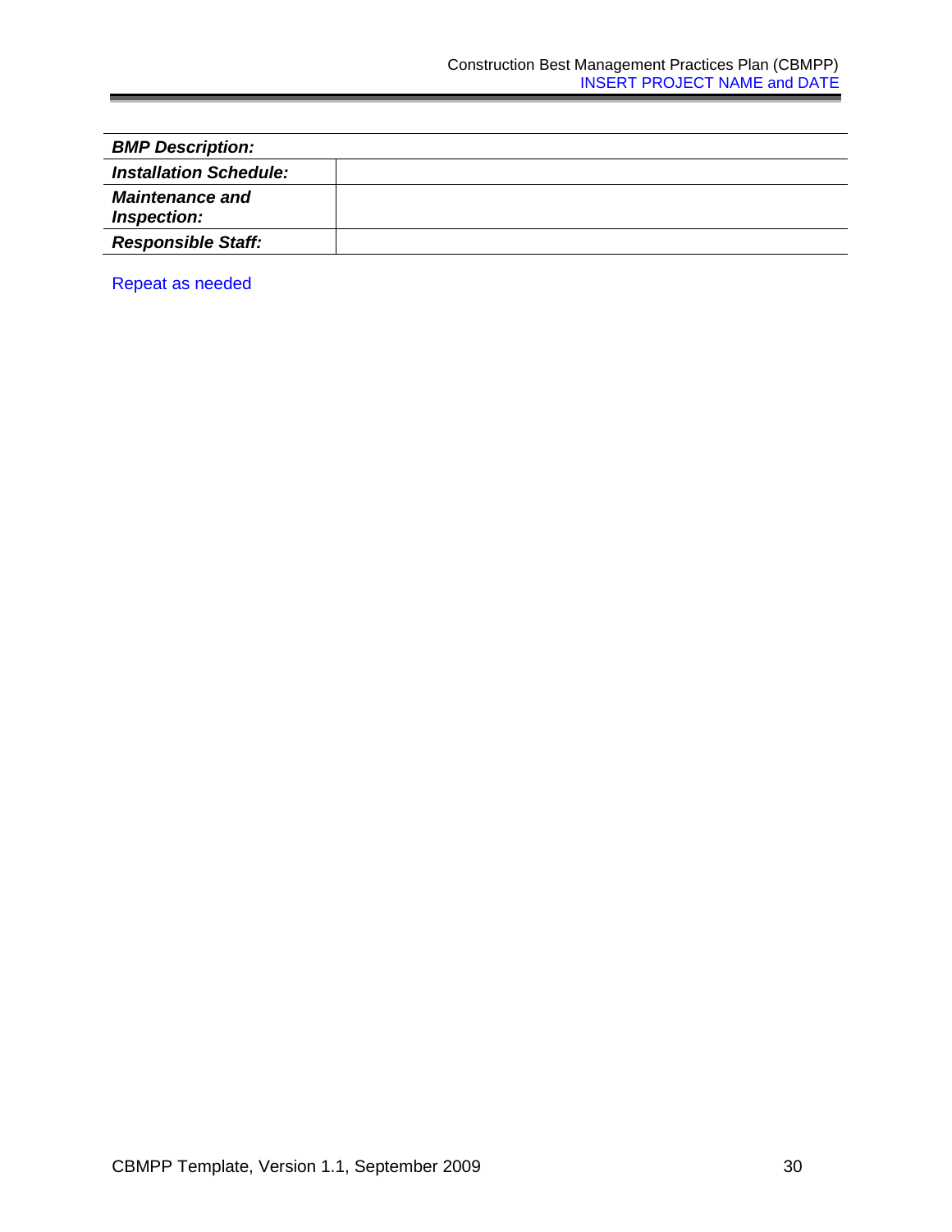| ***BMP Description:*** | |
|---|---|
| ***Installation Schedule:*** | |
| ***Maintenance and Inspection:*** | |
| ***Responsible Staff:*** | |

Repeat as needed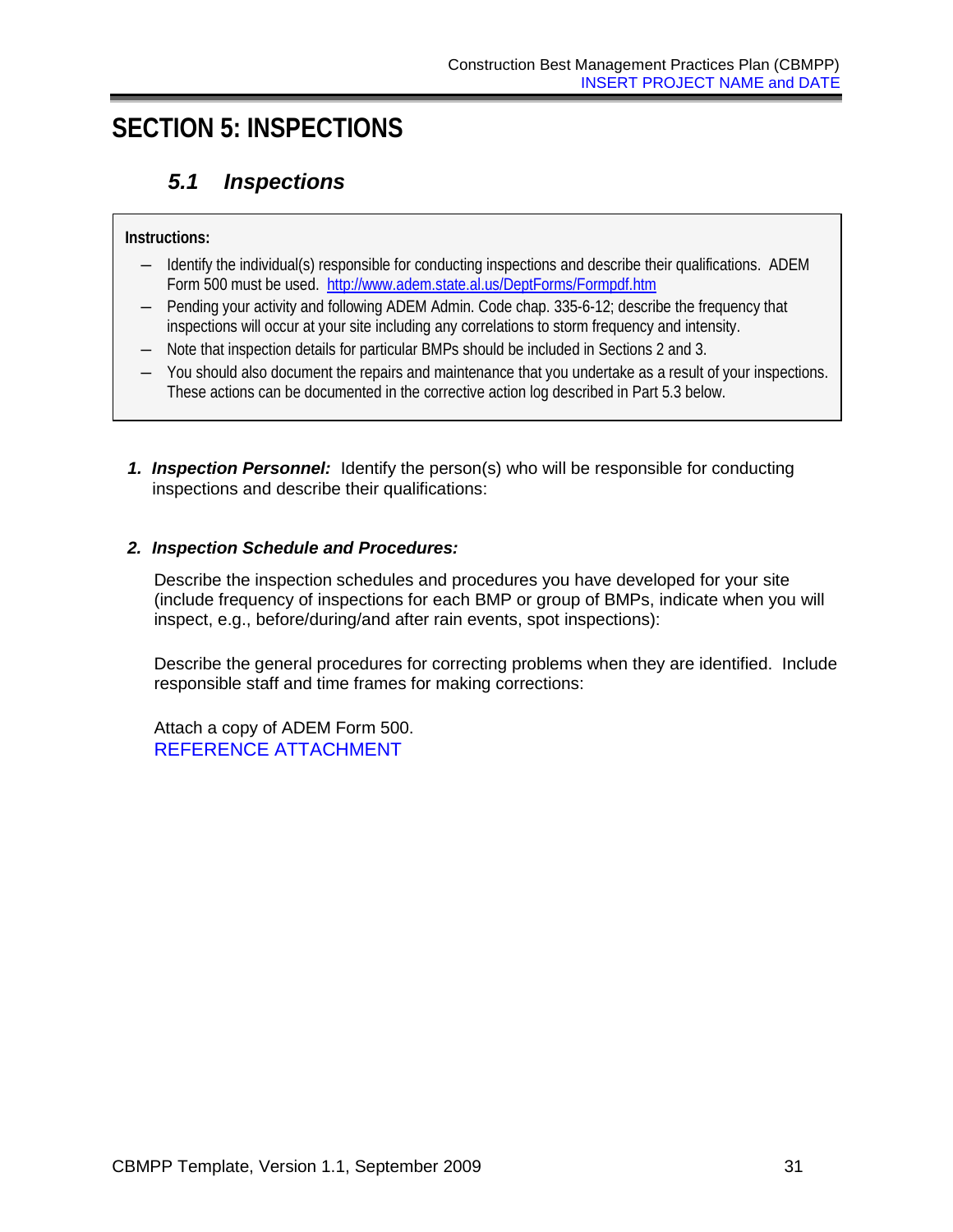# SECTION 5: INSPECTIONS

## *5.1 Inspections*

**Instructions:**

- Identify the individual(s) responsible for conducting inspections and describe their qualifications. ADEM Form 500 must be used. http://www.adem.state.al.us/DeptForms/Formpdf.htm
- Pending your activity and following ADEM Admin. Code chap. 335-6-12; describe the frequency that inspections will occur at your site including any correlations to storm frequency and intensity.
- Note that inspection details for particular BMPs should be included in Sections 2 and 3.
- You should also document the repairs and maintenance that you undertake as a result of your inspections. These actions can be documented in the corrective action log described in Part 5.3 below.

1. ***Inspection Personnel:*** Identify the person(s) who will be responsible for conducting inspections and describe their qualifications:

2. ***Inspection Schedule and Procedures:***

   Describe the inspection schedules and procedures you have developed for your site (include frequency of inspections for each BMP or group of BMPs, indicate when you will inspect, e.g., before/during/and after rain events, spot inspections):

   Describe the general procedures for correcting problems when they are identified. Include responsible staff and time frames for making corrections:

   Attach a copy of ADEM Form 500.
   REFERENCE ATTACHMENT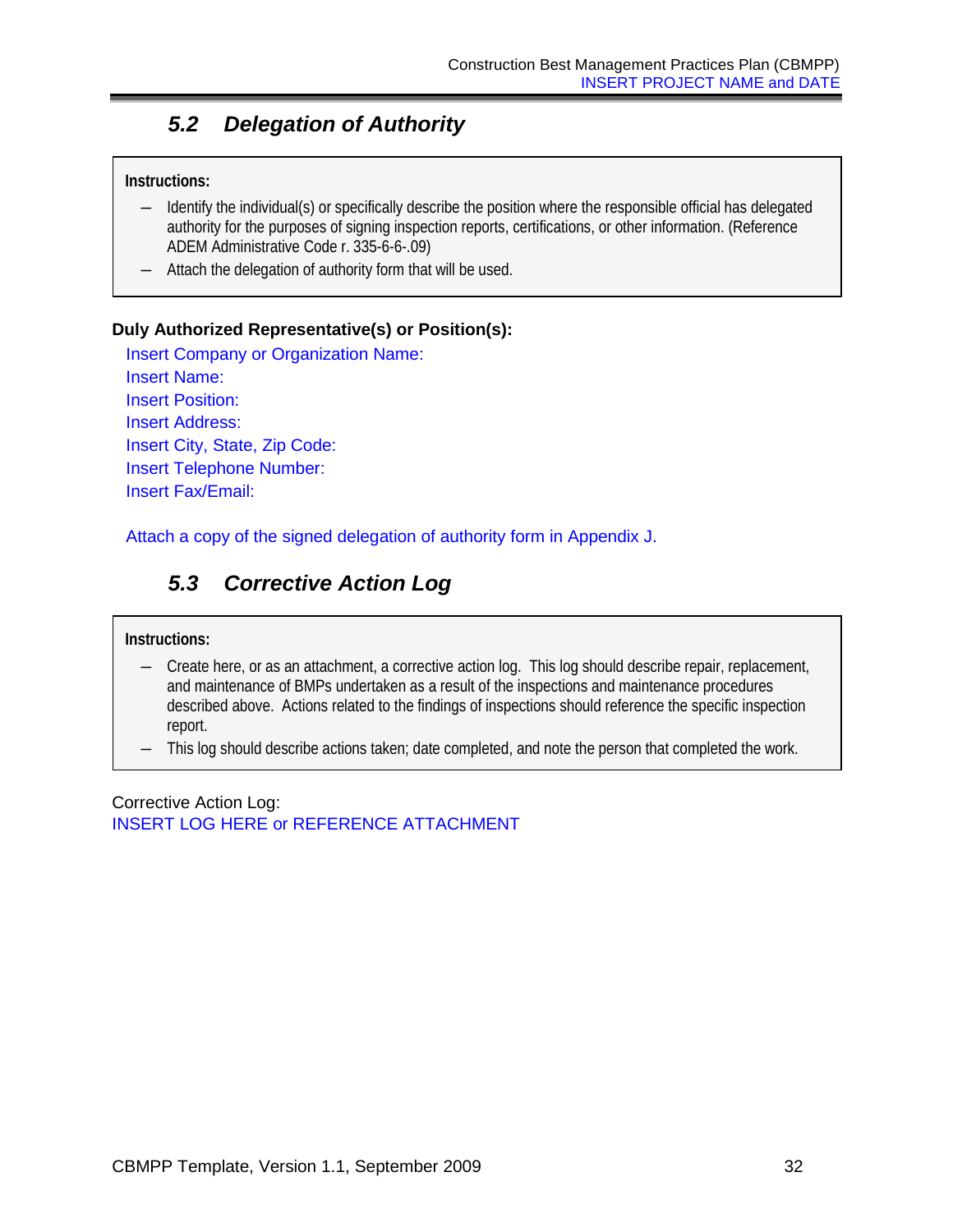## *5.2 Delegation of Authority*

**Instructions:**

- Identify the individual(s) or specifically describe the position where the responsible official has delegated authority for the purposes of signing inspection reports, certifications, or other information. (Reference ADEM Administrative Code r. 335-6-6-.09)
- Attach the delegation of authority form that will be used.

**Duly Authorized Representative(s) or Position(s):**

Insert Company or Organization Name:
Insert Name:
Insert Position:
Insert Address:
Insert City, State, Zip Code:
Insert Telephone Number:
Insert Fax/Email:

Attach a copy of the signed delegation of authority form in Appendix J.

## *5.3 Corrective Action Log*

**Instructions:**

- Create here, or as an attachment, a corrective action log. This log should describe repair, replacement, and maintenance of BMPs undertaken as a result of the inspections and maintenance procedures described above. Actions related to the findings of inspections should reference the specific inspection report.
- This log should describe actions taken; date completed, and note the person that completed the work.

Corrective Action Log:
INSERT LOG HERE or REFERENCE ATTACHMENT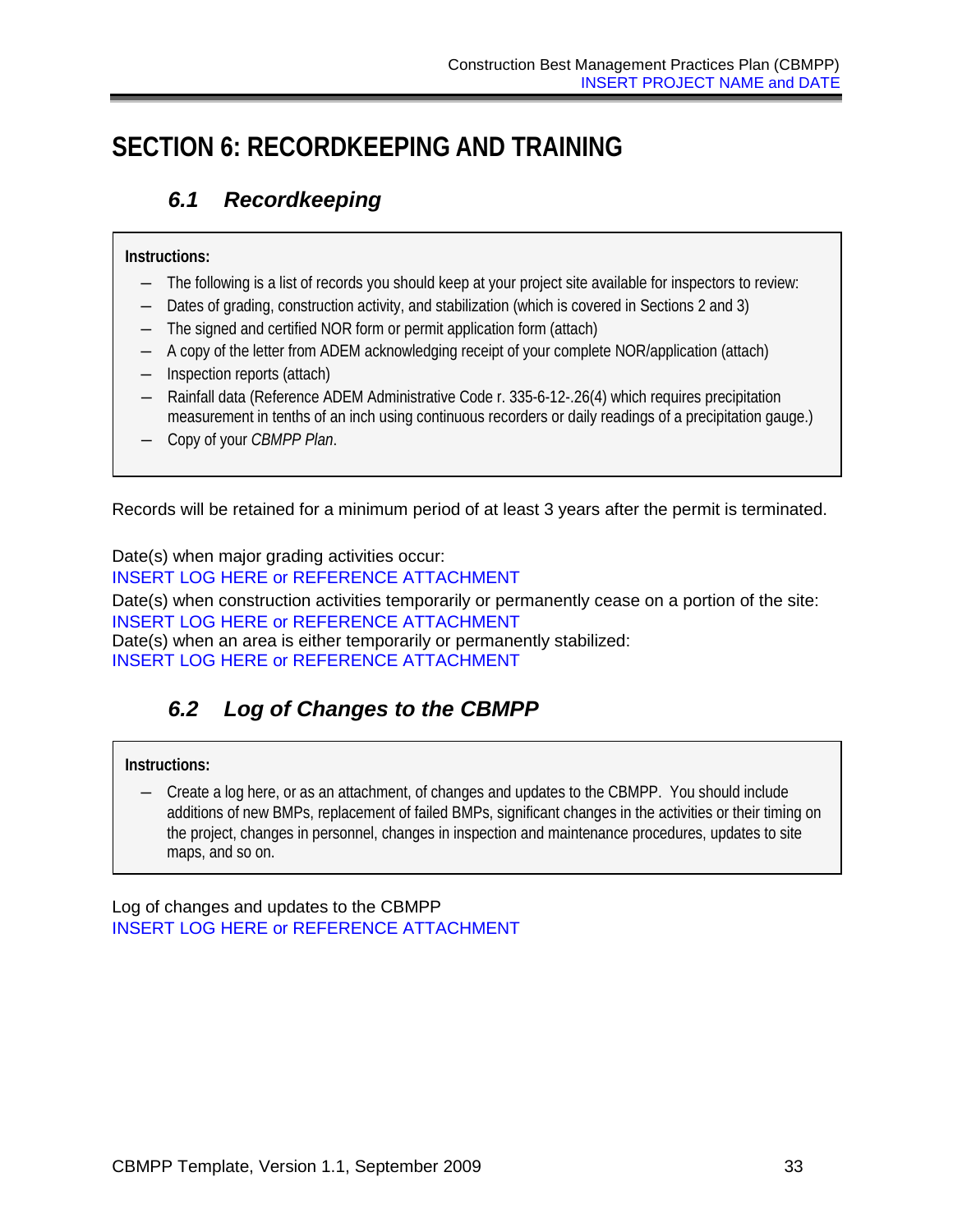# SECTION 6: RECORDKEEPING AND TRAINING

## *6.1 Recordkeeping*

> **Instructions:**
>
> - The following is a list of records you should keep at your project site available for inspectors to review:
> - Dates of grading, construction activity, and stabilization (which is covered in Sections 2 and 3)
> - The signed and certified NOR form or permit application form (attach)
> - A copy of the letter from ADEM acknowledging receipt of your complete NOR/application (attach)
> - Inspection reports (attach)
> - Rainfall data (Reference ADEM Administrative Code r. 335-6-12-.26(4) which requires precipitation measurement in tenths of an inch using continuous recorders or daily readings of a precipitation gauge.)
> - Copy of your *CBMPP Plan*.

Records will be retained for a minimum period of at least 3 years after the permit is terminated.

Date(s) when major grading activities occur:
INSERT LOG HERE or REFERENCE ATTACHMENT
Date(s) when construction activities temporarily or permanently cease on a portion of the site:
INSERT LOG HERE or REFERENCE ATTACHMENT
Date(s) when an area is either temporarily or permanently stabilized:
INSERT LOG HERE or REFERENCE ATTACHMENT

## *6.2 Log of Changes to the CBMPP*

> **Instructions:**
>
> - Create a log here, or as an attachment, of changes and updates to the CBMPP. You should include additions of new BMPs, replacement of failed BMPs, significant changes in the activities or their timing on the project, changes in personnel, changes in inspection and maintenance procedures, updates to site maps, and so on.

Log of changes and updates to the CBMPP
INSERT LOG HERE or REFERENCE ATTACHMENT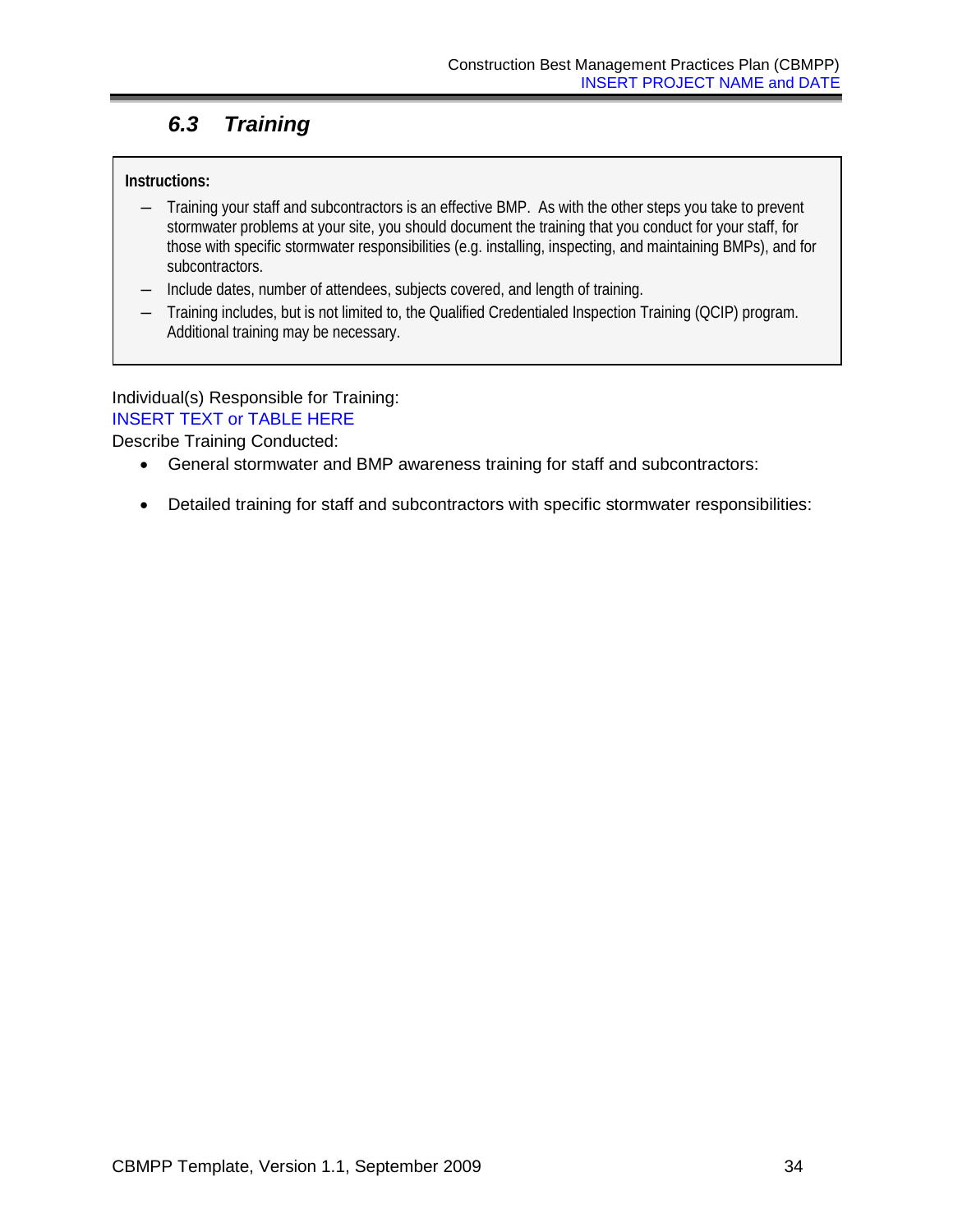### *6.3 Training*

**Instructions:**

- Training your staff and subcontractors is an effective BMP. As with the other steps you take to prevent stormwater problems at your site, you should document the training that you conduct for your staff, for those with specific stormwater responsibilities (e.g. installing, inspecting, and maintaining BMPs), and for subcontractors.
- Include dates, number of attendees, subjects covered, and length of training.
- Training includes, but is not limited to, the Qualified Credentialed Inspection Training (QCIP) program. Additional training may be necessary.

Individual(s) Responsible for Training:

INSERT TEXT or TABLE HERE

Describe Training Conducted:

- General stormwater and BMP awareness training for staff and subcontractors:
- Detailed training for staff and subcontractors with specific stormwater responsibilities: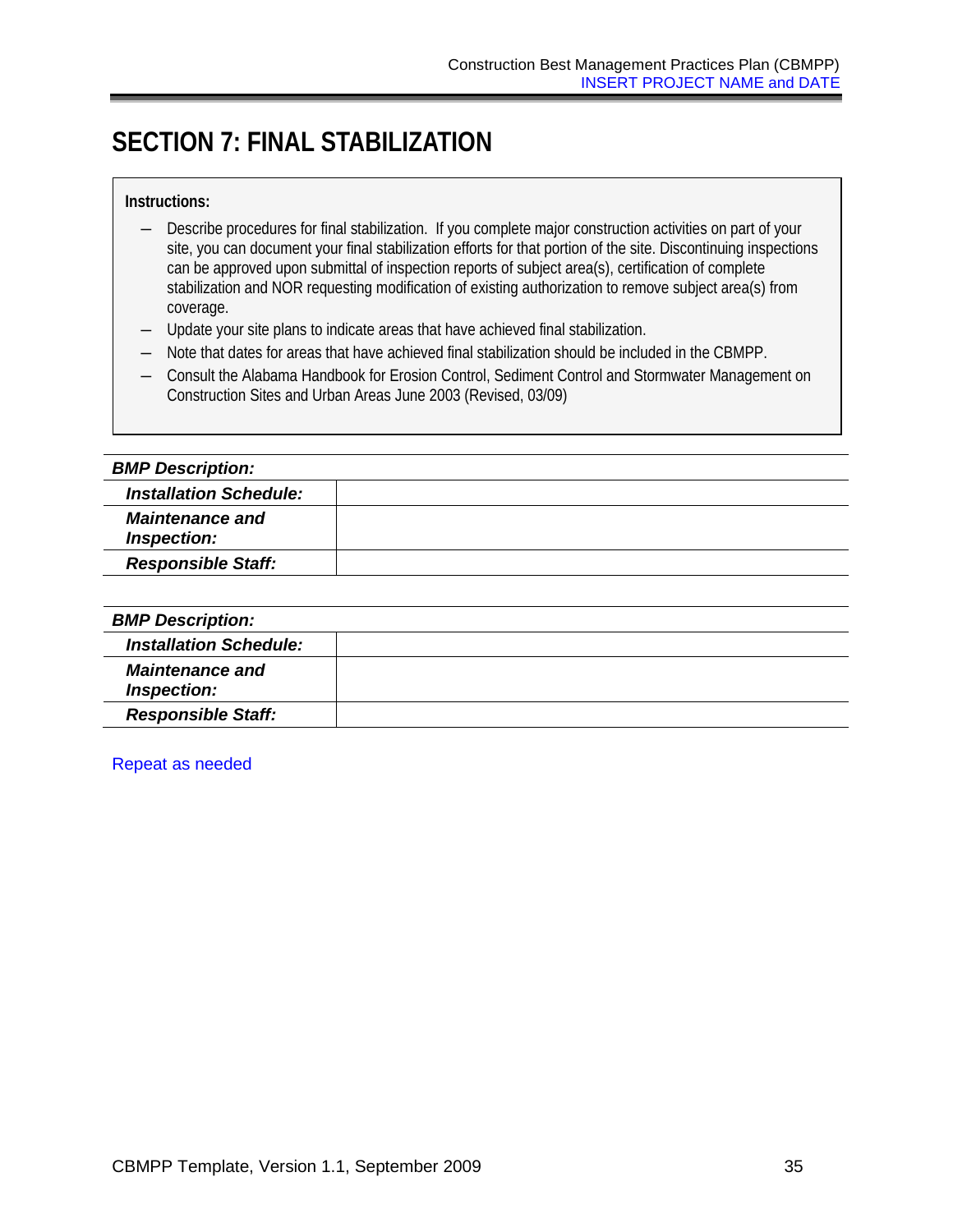# SECTION 7: FINAL STABILIZATION

**Instructions:**

- Describe procedures for final stabilization. If you complete major construction activities on part of your site, you can document your final stabilization efforts for that portion of the site. Discontinuing inspections can be approved upon submittal of inspection reports of subject area(s), certification of complete stabilization and NOR requesting modification of existing authorization to remove subject area(s) from coverage.
- Update your site plans to indicate areas that have achieved final stabilization.
- Note that dates for areas that have achieved final stabilization should be included in the CBMPP.
- Consult the Alabama Handbook for Erosion Control, Sediment Control and Stormwater Management on Construction Sites and Urban Areas June 2003 (Revised, 03/09)

| ***BMP Description:*** | |
|---|---|
| ***Installation Schedule:*** | |
| ***Maintenance and Inspection:*** | |
| ***Responsible Staff:*** | |

| ***BMP Description:*** | |
|---|---|
| ***Installation Schedule:*** | |
| ***Maintenance and Inspection:*** | |
| ***Responsible Staff:*** | |

Repeat as needed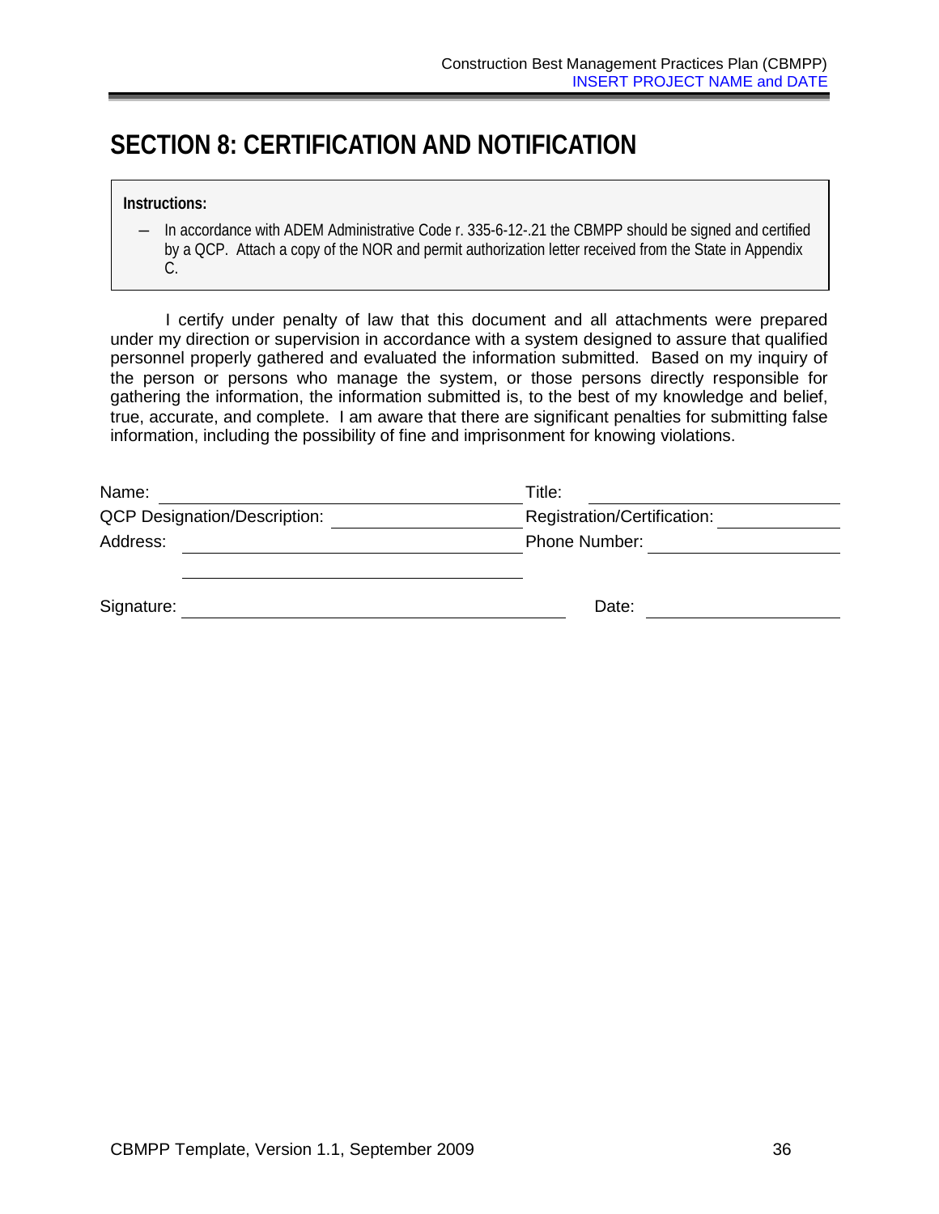# SECTION 8: CERTIFICATION AND NOTIFICATION

> **Instructions:**
>
> – In accordance with ADEM Administrative Code r. 335-6-12-.21 the CBMPP should be signed and certified by a QCP. Attach a copy of the NOR and permit authorization letter received from the State in Appendix C.

I certify under penalty of law that this document and all attachments were prepared under my direction or supervision in accordance with a system designed to assure that qualified personnel properly gathered and evaluated the information submitted. Based on my inquiry of the person or persons who manage the system, or those persons directly responsible for gathering the information, the information submitted is, to the best of my knowledge and belief, true, accurate, and complete. I am aware that there are significant penalties for submitting false information, including the possibility of fine and imprisonment for knowing violations.

Name: ______________________________ Title: ______________________________

QCP Designation/Description: ______________________________ Registration/Certification: ______________________________

Address: ______________________________ Phone Number: ______________________________

______________________________

Signature: ______________________________ Date: ______________________________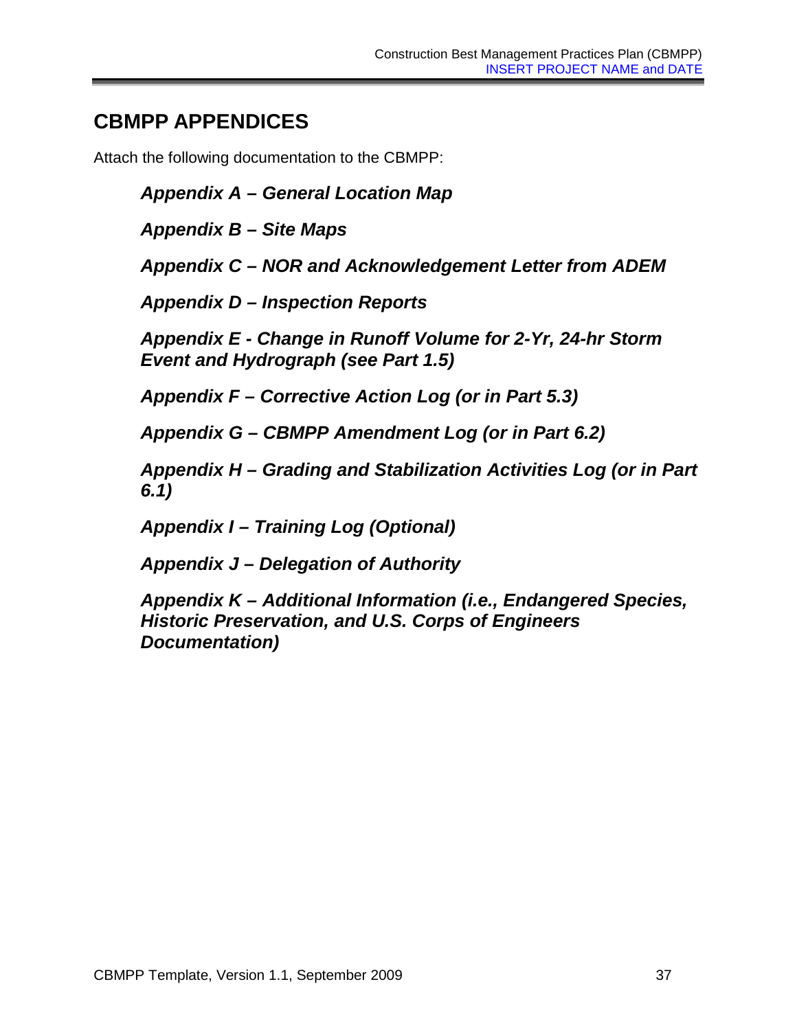## CBMPP APPENDICES

Attach the following documentation to the CBMPP:

***Appendix A – General Location Map***

***Appendix B – Site Maps***

***Appendix C – NOR and Acknowledgement Letter from ADEM***

***Appendix D – Inspection Reports***

***Appendix E - Change in Runoff Volume for 2-Yr, 24-hr Storm Event and Hydrograph (see Part 1.5)***

***Appendix F – Corrective Action Log (or in Part 5.3)***

***Appendix G – CBMPP Amendment Log (or in Part 6.2)***

***Appendix H – Grading and Stabilization Activities Log (or in Part 6.1)***

***Appendix I – Training Log (Optional)***

***Appendix J – Delegation of Authority***

***Appendix K – Additional Information (i.e., Endangered Species, Historic Preservation, and U.S. Corps of Engineers Documentation)***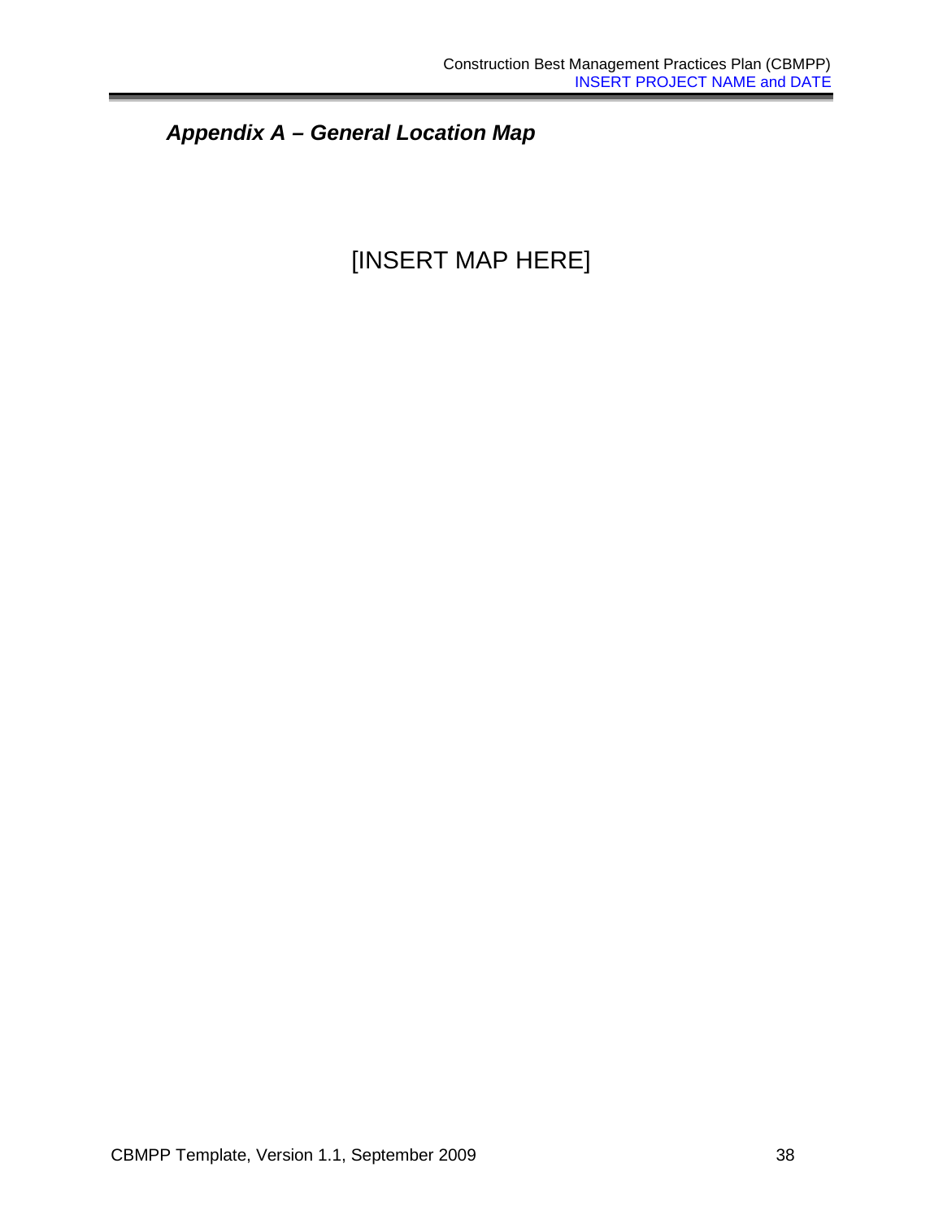## *Appendix A – General Location Map*

[INSERT MAP HERE]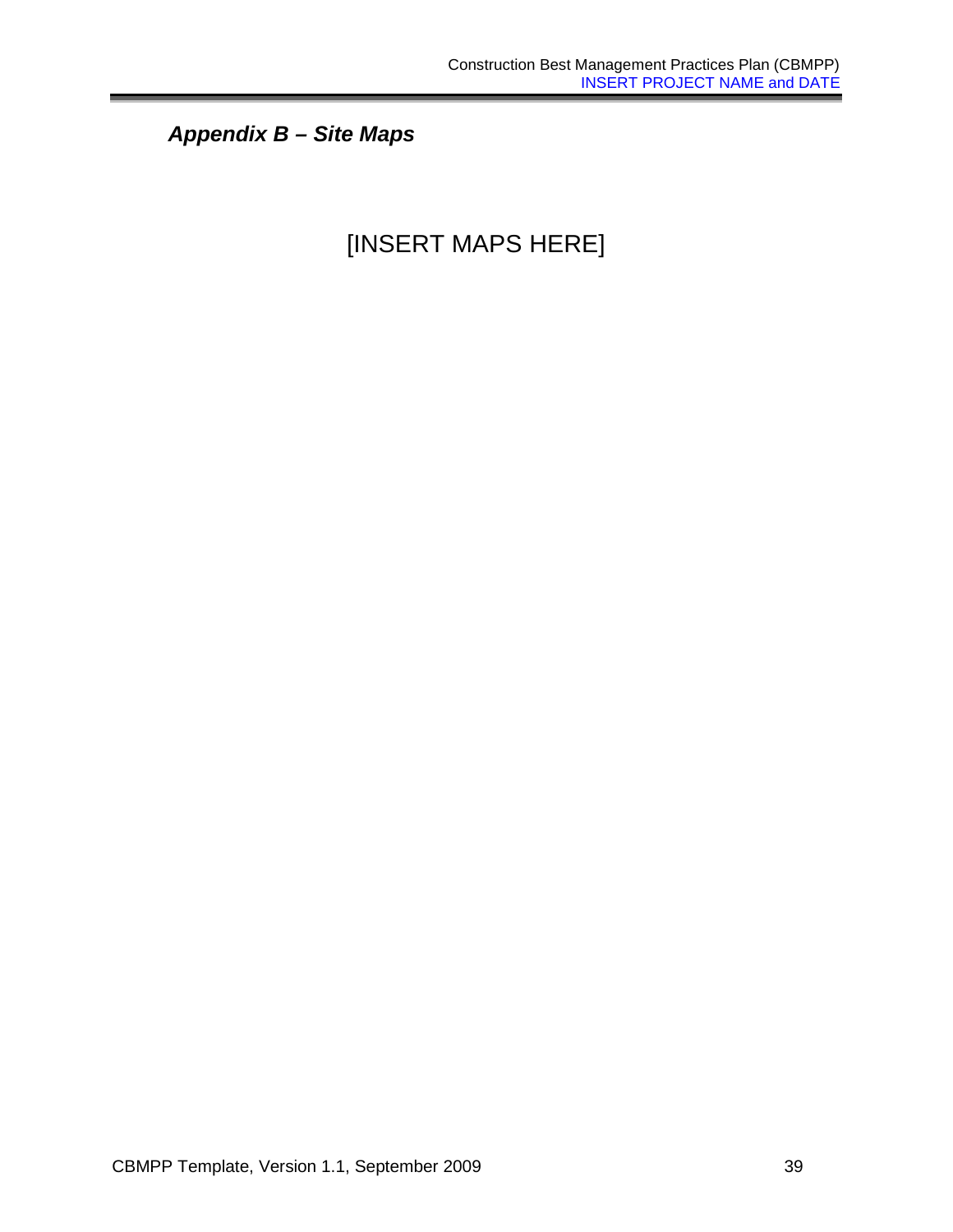## *Appendix B – Site Maps*

[INSERT MAPS HERE]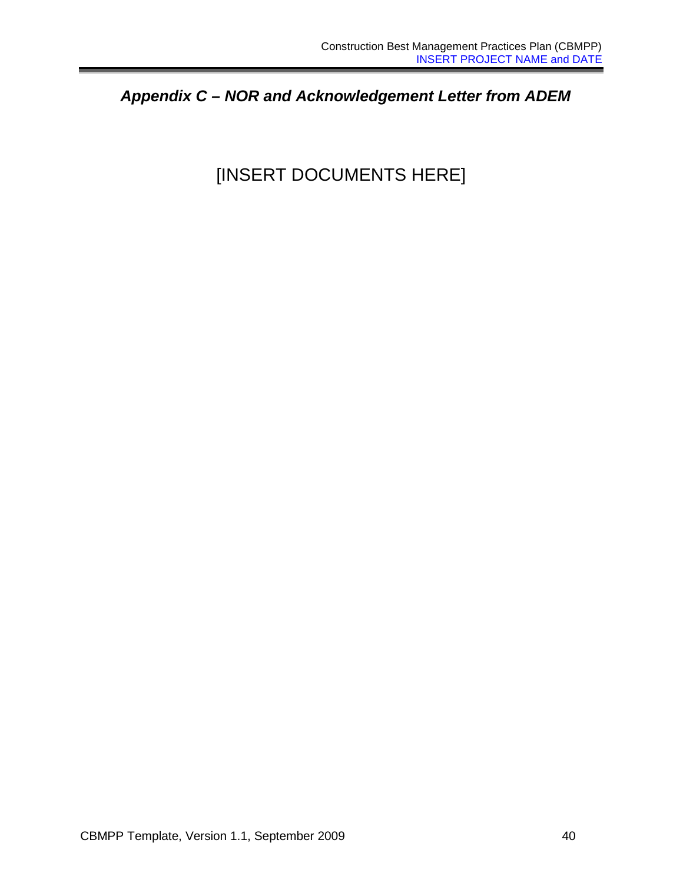## *Appendix C – NOR and Acknowledgement Letter from ADEM*

[INSERT DOCUMENTS HERE]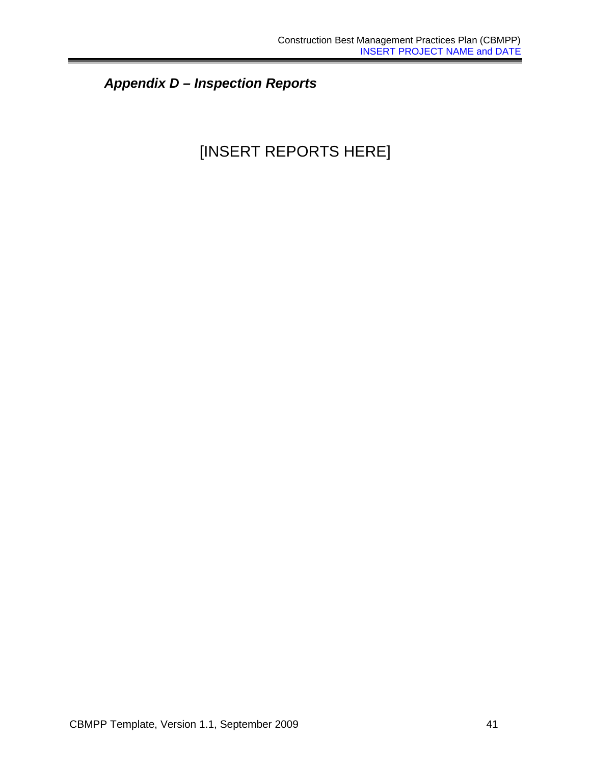## *Appendix D – Inspection Reports*

[INSERT REPORTS HERE]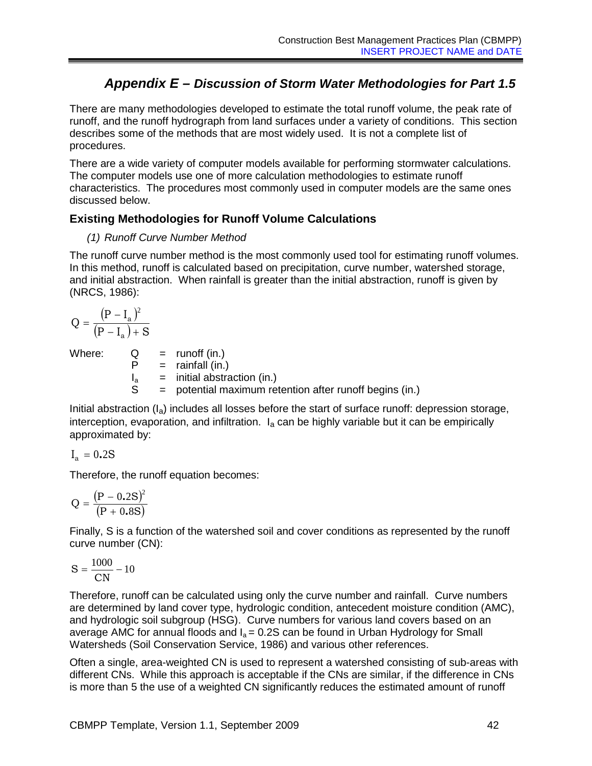## Appendix E – Discussion of Storm Water Methodologies for Part 1.5

There are many methodologies developed to estimate the total runoff volume, the peak rate of runoff, and the runoff hydrograph from land surfaces under a variety of conditions. This section describes some of the methods that are most widely used. It is not a complete list of procedures.

There are a wide variety of computer models available for performing stormwater calculations. The computer models use one of more calculation methodologies to estimate runoff characteristics. The procedures most commonly used in computer models are the same ones discussed below.

### Existing Methodologies for Runoff Volume Calculations

*(1) Runoff Curve Number Method*

The runoff curve number method is the most commonly used tool for estimating runoff volumes. In this method, runoff is calculated based on precipitation, curve number, watershed storage, and initial abstraction. When rainfall is greater than the initial abstraction, runoff is given by (NRCS, 1986):

$$Q = \frac{(P - I_a)^2}{(P - I_a) + S}$$

Where:
- $Q$ = runoff (in.)
- $P$ = rainfall (in.)
- $I_a$ = initial abstraction (in.)
- $S$ = potential maximum retention after runoff begins (in.)

Initial abstraction ($I_a$) includes all losses before the start of surface runoff: depression storage, interception, evaporation, and infiltration. $I_a$ can be highly variable but it can be empirically approximated by:

$$I_a = 0.2S$$

Therefore, the runoff equation becomes:

$$Q = \frac{(P - 0.2S)^2}{(P + 0.8S)}$$

Finally, S is a function of the watershed soil and cover conditions as represented by the runoff curve number (CN):

$$S = \frac{1000}{CN} - 10$$

Therefore, runoff can be calculated using only the curve number and rainfall. Curve numbers are determined by land cover type, hydrologic condition, antecedent moisture condition (AMC), and hydrologic soil subgroup (HSG). Curve numbers for various land covers based on an average AMC for annual floods and $I_a = 0.2S$ can be found in Urban Hydrology for Small Watersheds (Soil Conservation Service, 1986) and various other references.

Often a single, area-weighted CN is used to represent a watershed consisting of sub-areas with different CNs. While this approach is acceptable if the CNs are similar, if the difference in CNs is more than 5 the use of a weighted CN significantly reduces the estimated amount of runoff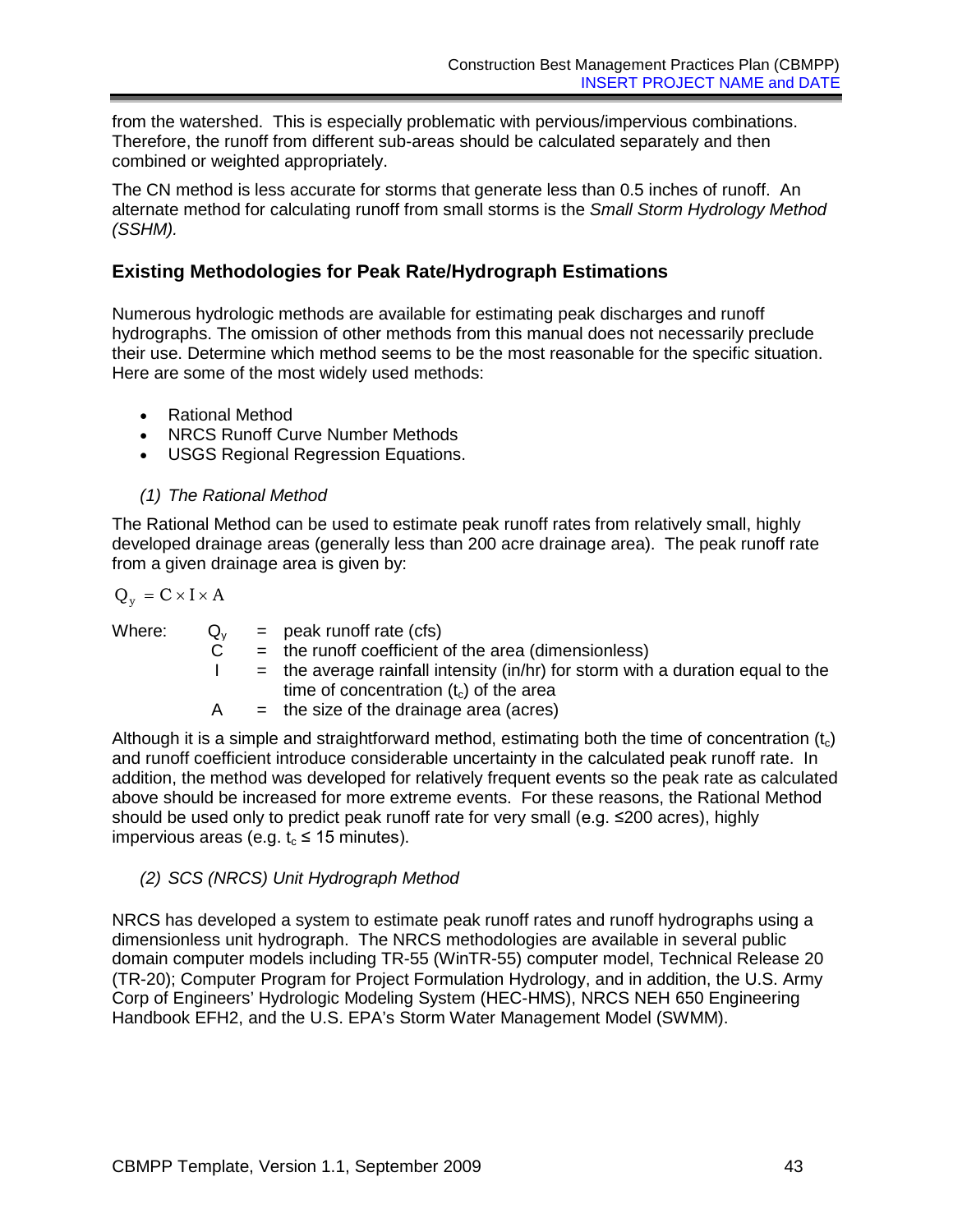from the watershed. This is especially problematic with pervious/impervious combinations. Therefore, the runoff from different sub-areas should be calculated separately and then combined or weighted appropriately.

The CN method is less accurate for storms that generate less than 0.5 inches of runoff. An alternate method for calculating runoff from small storms is the *Small Storm Hydrology Method (SSHM).*

### Existing Methodologies for Peak Rate/Hydrograph Estimations

Numerous hydrologic methods are available for estimating peak discharges and runoff hydrographs. The omission of other methods from this manual does not necessarily preclude their use. Determine which method seems to be the most reasonable for the specific situation. Here are some of the most widely used methods:

- Rational Method
- NRCS Runoff Curve Number Methods
- USGS Regional Regression Equations.

*(1) The Rational Method*

The Rational Method can be used to estimate peak runoff rates from relatively small, highly developed drainage areas (generally less than 200 acre drainage area). The peak runoff rate from a given drainage area is given by:

$$Q_y = C \times I \times A$$

Where:
- $Q_y$ = peak runoff rate (cfs)
- $C$ = the runoff coefficient of the area (dimensionless)
- $I$ = the average rainfall intensity (in/hr) for storm with a duration equal to the time of concentration ($t_c$) of the area
- $A$ = the size of the drainage area (acres)

Although it is a simple and straightforward method, estimating both the time of concentration ($t_c$) and runoff coefficient introduce considerable uncertainty in the calculated peak runoff rate. In addition, the method was developed for relatively frequent events so the peak rate as calculated above should be increased for more extreme events. For these reasons, the Rational Method should be used only to predict peak runoff rate for very small (e.g. ≤200 acres), highly impervious areas (e.g. $t_c \leq 15$ minutes).

*(2) SCS (NRCS) Unit Hydrograph Method*

NRCS has developed a system to estimate peak runoff rates and runoff hydrographs using a dimensionless unit hydrograph. The NRCS methodologies are available in several public domain computer models including TR-55 (WinTR-55) computer model, Technical Release 20 (TR-20); Computer Program for Project Formulation Hydrology, and in addition, the U.S. Army Corp of Engineers' Hydrologic Modeling System (HEC-HMS), NRCS NEH 650 Engineering Handbook EFH2, and the U.S. EPA's Storm Water Management Model (SWMM).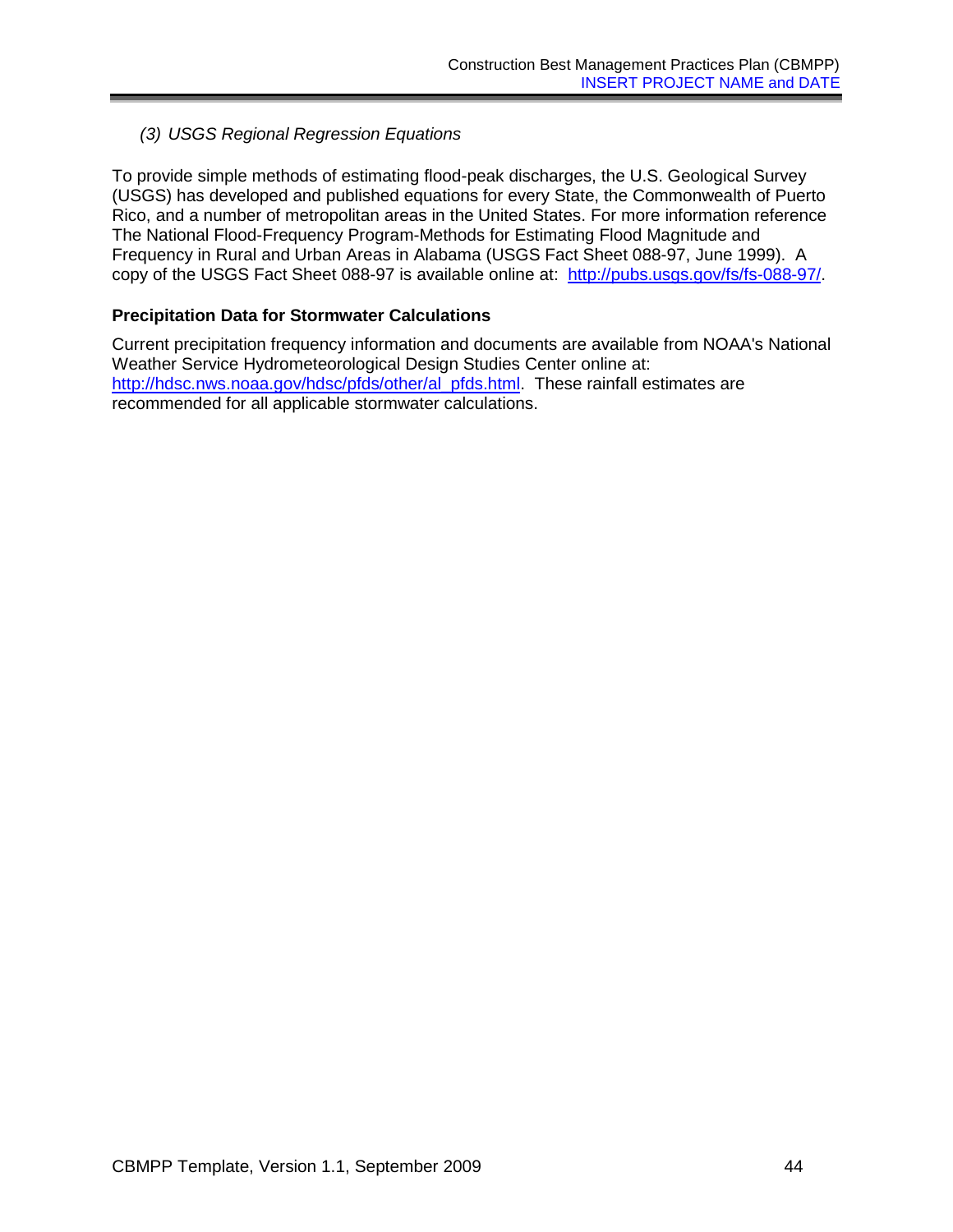*(3) USGS Regional Regression Equations*

To provide simple methods of estimating flood-peak discharges, the U.S. Geological Survey (USGS) has developed and published equations for every State, the Commonwealth of Puerto Rico, and a number of metropolitan areas in the United States. For more information reference The National Flood-Frequency Program-Methods for Estimating Flood Magnitude and Frequency in Rural and Urban Areas in Alabama (USGS Fact Sheet 088-97, June 1999). A copy of the USGS Fact Sheet 088-97 is available online at: http://pubs.usgs.gov/fs/fs-088-97/.

**Precipitation Data for Stormwater Calculations**

Current precipitation frequency information and documents are available from NOAA's National Weather Service Hydrometeorological Design Studies Center online at: http://hdsc.nws.noaa.gov/hdsc/pfds/other/al_pfds.html. These rainfall estimates are recommended for all applicable stormwater calculations.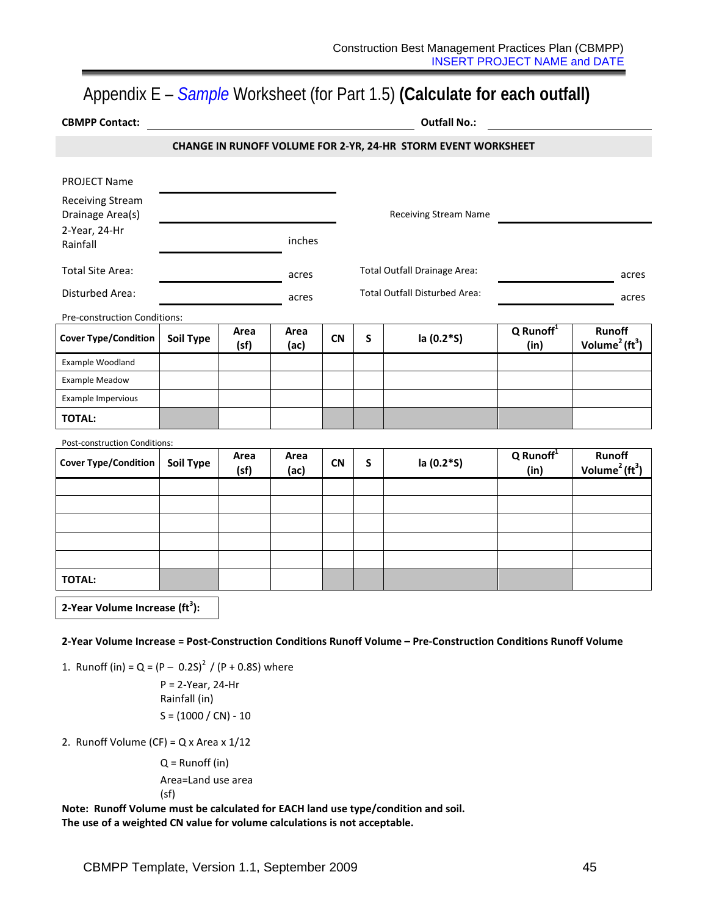# Appendix E – *Sample* Worksheet (for Part 1.5) **(Calculate for each outfall)**

**CBMPP Contact:** ______________________________ **Outfall No.:** ______________

**CHANGE IN RUNOFF VOLUME FOR 2-YR, 24-HR STORM EVENT WORKSHEET**

PROJECT Name ______________________________

Receiving Stream Drainage Area(s) ______________________________ Receiving Stream Name ______________________________

2-Year, 24-Hr Rainfall ______________ inches

Total Site Area: ______________ acres Total Outfall Drainage Area: ______________ acres

Disturbed Area: ______________ acres Total Outfall Disturbed Area: ______________ acres

Pre-construction Conditions:

| Cover Type/Condition | Soil Type | Area (sf) | Area (ac) | CN | S | Ia (0.2*S) | Q Runoff[1] (in) | Runoff Volume[2] ($ft^3$) |
|---|---|---|---|---|---|---|---|---|
| Example Woodland | | | | | | | | |
| Example Meadow | | | | | | | | |
| Example Impervious | | | | | | | | |
| **TOTAL:** | | | | | | | | |

Post-construction Conditions:

| Cover Type/Condition | Soil Type | Area (sf) | Area (ac) | CN | S | Ia (0.2*S) | Q Runoff[1] (in) | Runoff Volume[2] ($ft^3$) |
|---|---|---|---|---|---|---|---|---|
| | | | | | | | | |
| | | | | | | | | |
| | | | | | | | | |
| | | | | | | | | |
| | | | | | | | | |
| **TOTAL:** | | | | | | | | |

| **2-Year Volume Increase ($ft^3$):** | |
|---|---|

**2-Year Volume Increase = Post-Construction Conditions Runoff Volume – Pre-Construction Conditions Runoff Volume**

1. Runoff (in) = $Q = (P - 0.2S)^2 / (P + 0.8S)$ where

   P = 2-Year, 24-Hr Rainfall (in)

   $S = (1000 / CN) - 10$

2. Runoff Volume (CF) = Q x Area x 1/12

   Q = Runoff (in)

   Area=Land use area (sf)

**Note: Runoff Volume must be calculated for EACH land use type/condition and soil.**
**The use of a weighted CN value for volume calculations is not acceptable.**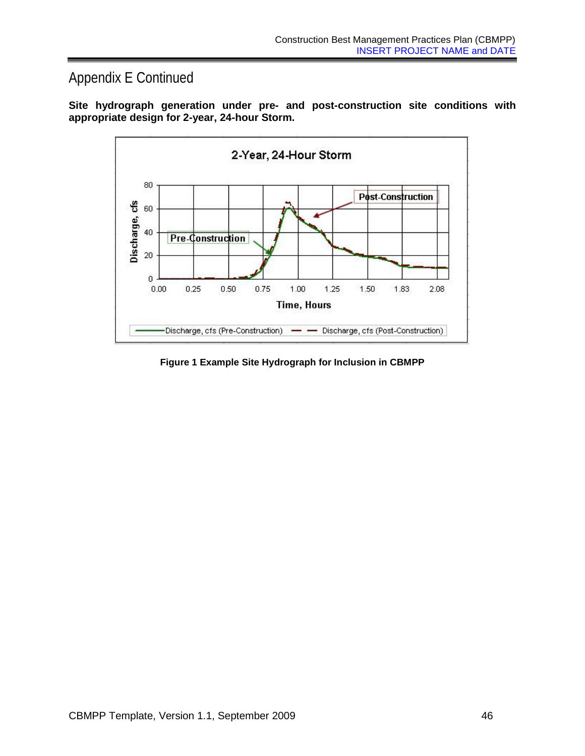## Appendix E Continued

**Site hydrograph generation under pre- and post-construction site conditions with appropriate design for 2-year, 24-hour Storm.**

**Figure 1 Example Site Hydrograph for Inclusion in CBMPP**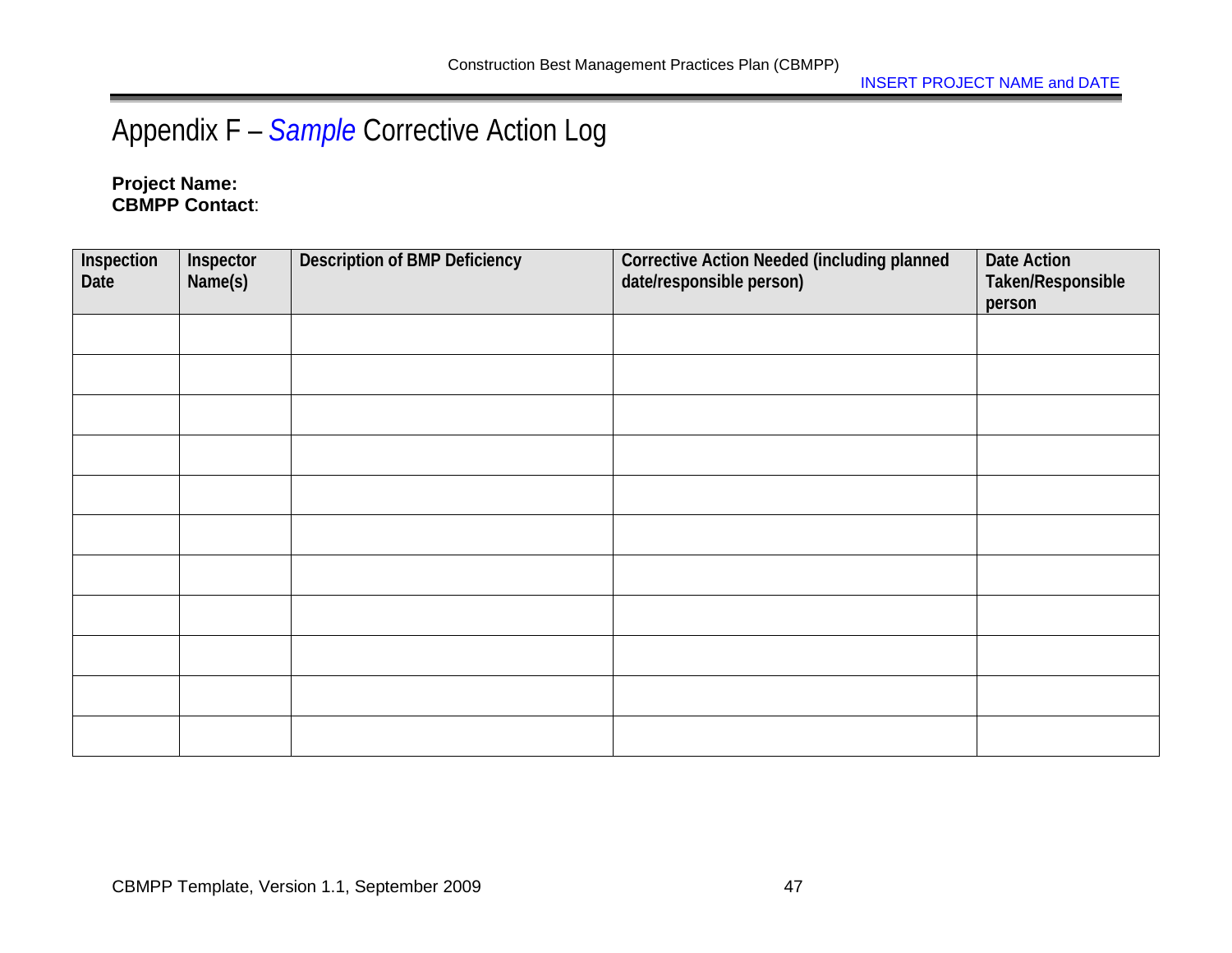# Appendix F – *Sample* Corrective Action Log

**Project Name:**
**CBMPP Contact**:

| Inspection Date | Inspector Name(s) | Description of BMP Deficiency | Corrective Action Needed (including planned date/responsible person) | Date Action Taken/Responsible person |
|---|---|---|---|---|
| | | | | |
| | | | | |
| | | | | |
| | | | | |
| | | | | |
| | | | | |
| | | | | |
| | | | | |
| | | | | |
| | | | | |
| | | | | |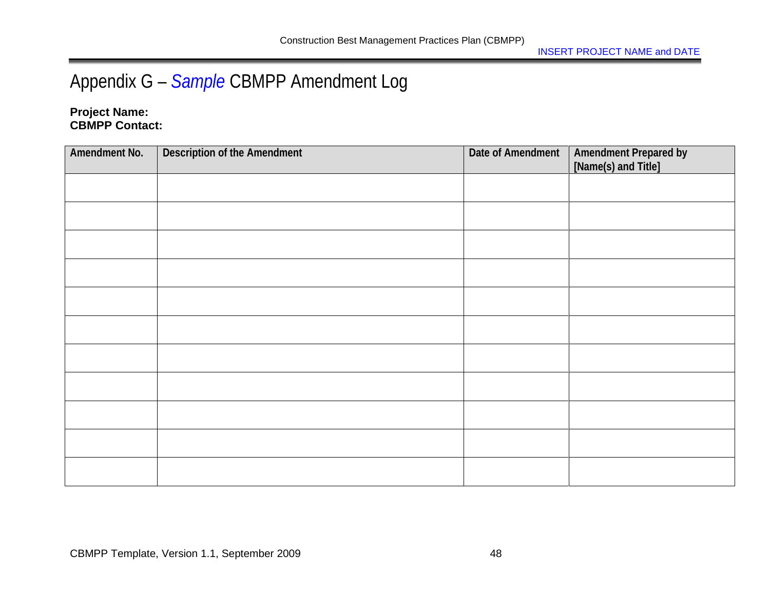# Appendix G – *Sample* CBMPP Amendment Log

**Project Name:**
**CBMPP Contact:**

| Amendment No. | Description of the Amendment | Date of Amendment | Amendment Prepared by [Name(s) and Title] |
|---|---|---|---|
| | | | |
| | | | |
| | | | |
| | | | |
| | | | |
| | | | |
| | | | |
| | | | |
| | | | |
| | | | |
| | | | |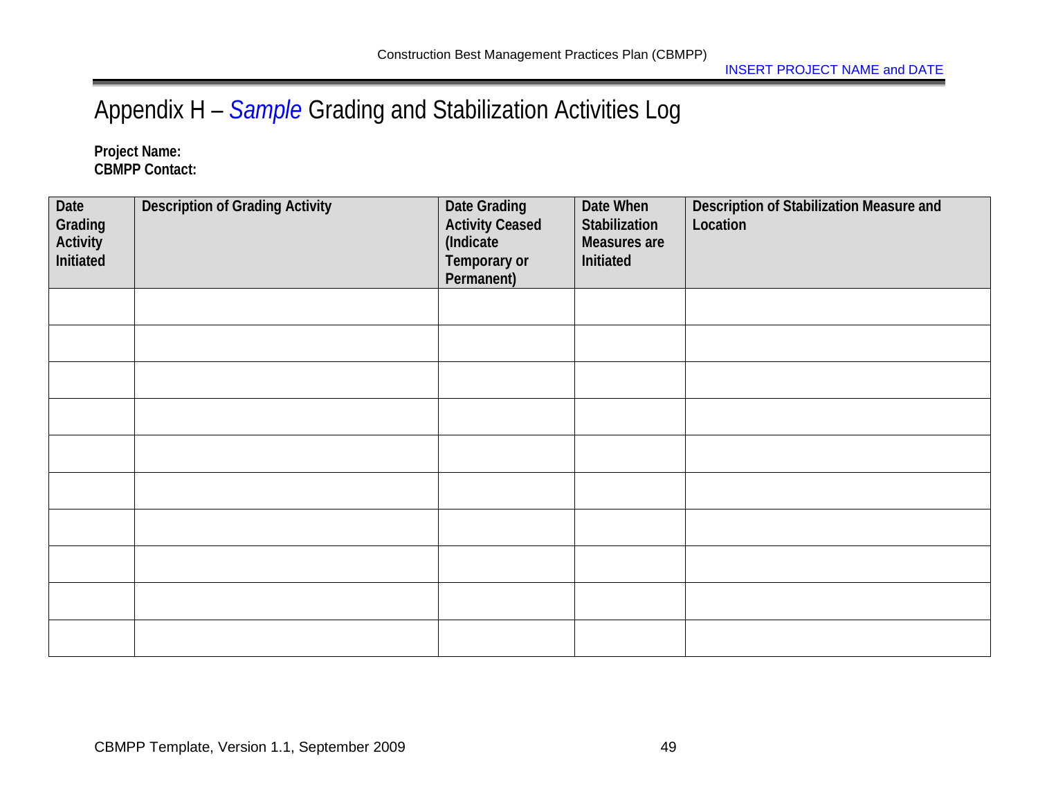# Appendix H – *Sample* Grading and Stabilization Activities Log

**Project Name:**
**CBMPP Contact:**

| Date Grading Activity Initiated | Description of Grading Activity | Date Grading Activity Ceased (Indicate Temporary or Permanent) | Date When Stabilization Measures are Initiated | Description of Stabilization Measure and Location |
|---|---|---|---|---|
| | | | | |
| | | | | |
| | | | | |
| | | | | |
| | | | | |
| | | | | |
| | | | | |
| | | | | |
| | | | | |
| | | | | |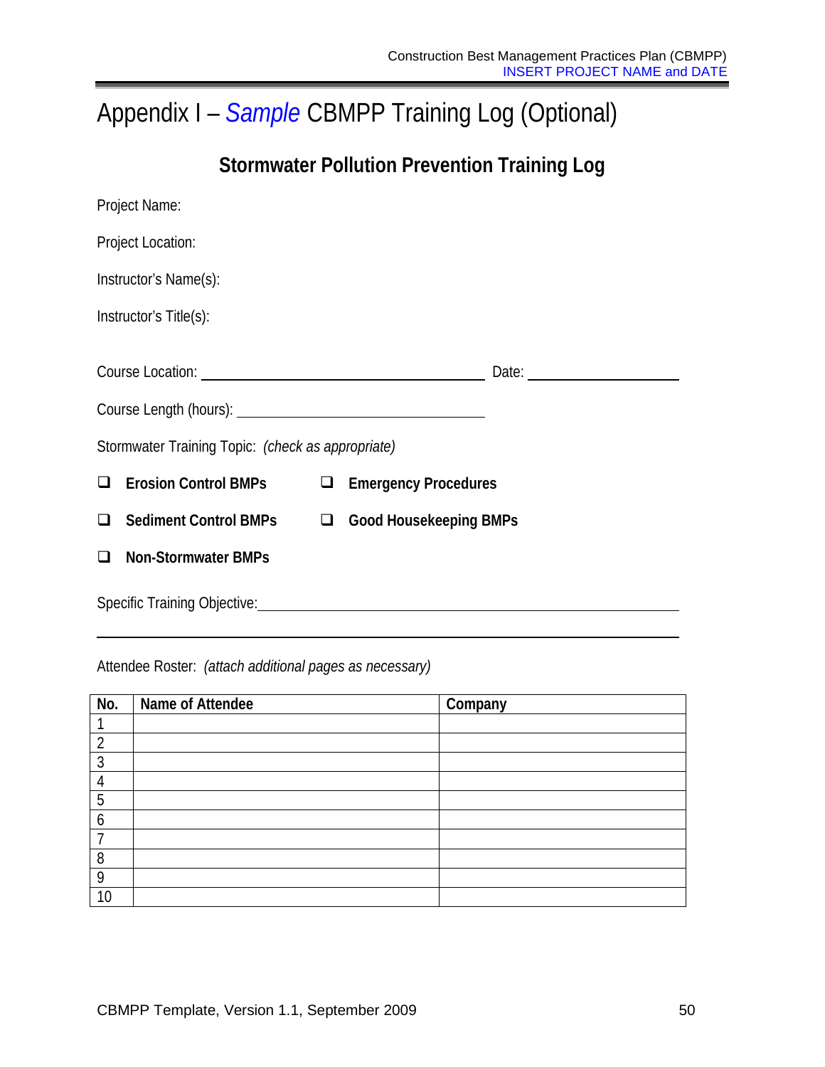# Appendix I – *Sample* CBMPP Training Log (Optional)

## Stormwater Pollution Prevention Training Log

Project Name:

Project Location:

Instructor's Name(s):

Instructor's Title(s):

Course Location: ______________________________ Date: ________________

Course Length (hours): __________________________

Stormwater Training Topic: *(check as appropriate)*

❑ **Erosion Control BMPs** ❑ **Emergency Procedures**

❑ **Sediment Control BMPs** ❑ **Good Housekeeping BMPs**

❑ **Non-Stormwater BMPs**

Specific Training Objective:______________________________________________

__________________________________________________________________

Attendee Roster: *(attach additional pages as necessary)*

| No. | Name of Attendee | Company |
|---|---|---|
| 1 | | |
| 2 | | |
| 3 | | |
| 4 | | |
| 5 | | |
| 6 | | |
| 7 | | |
| 8 | | |
| 9 | | |
| 10 | | |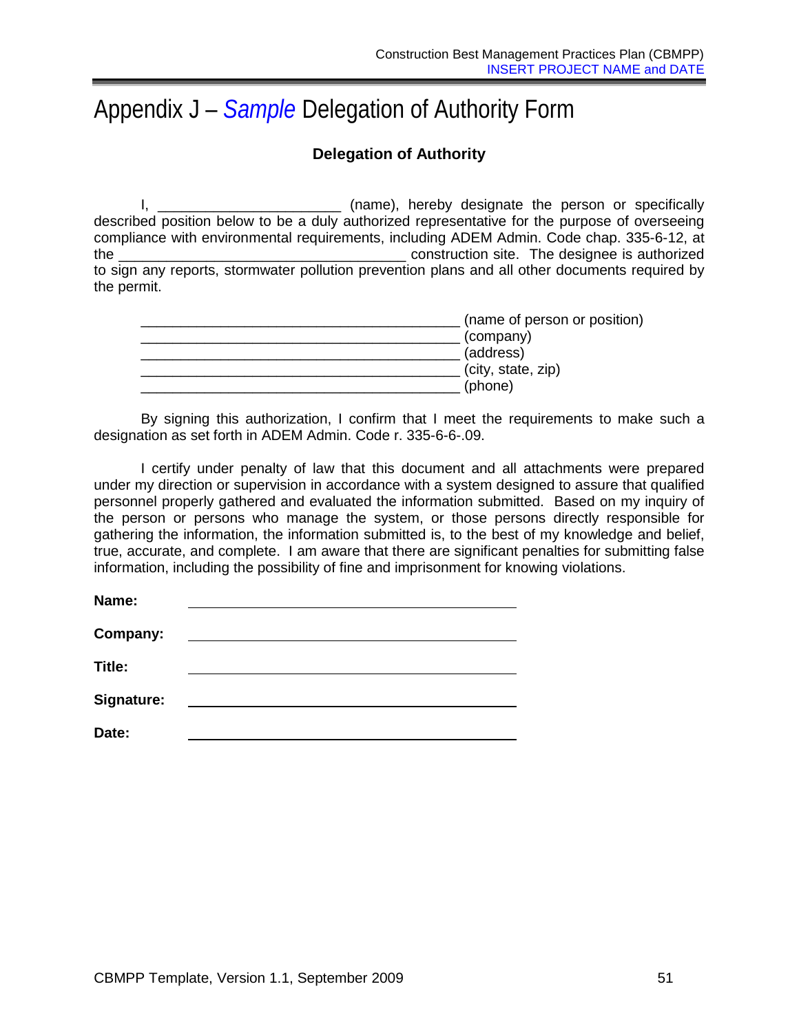# Appendix J – *Sample* Delegation of Authority Form

**Delegation of Authority**

I, ______________________ (name), hereby designate the person or specifically described position below to be a duly authorized representative for the purpose of overseeing compliance with environmental requirements, including ADEM Admin. Code chap. 335-6-12, at the ___________________________________ construction site. The designee is authorized to sign any reports, stormwater pollution prevention plans and all other documents required by the permit.

_______________________________________ (name of person or position)
_______________________________________ (company)
_______________________________________ (address)
_______________________________________ (city, state, zip)
_______________________________________ (phone)

By signing this authorization, I confirm that I meet the requirements to make such a designation as set forth in ADEM Admin. Code r. 335-6-6-.09.

I certify under penalty of law that this document and all attachments were prepared under my direction or supervision in accordance with a system designed to assure that qualified personnel properly gathered and evaluated the information submitted. Based on my inquiry of the person or persons who manage the system, or those persons directly responsible for gathering the information, the information submitted is, to the best of my knowledge and belief, true, accurate, and complete. I am aware that there are significant penalties for submitting false information, including the possibility of fine and imprisonment for knowing violations.

**Name:** ________________________________________

**Company:** ________________________________________

**Title:** ________________________________________

**Signature:** ________________________________________

**Date:** ________________________________________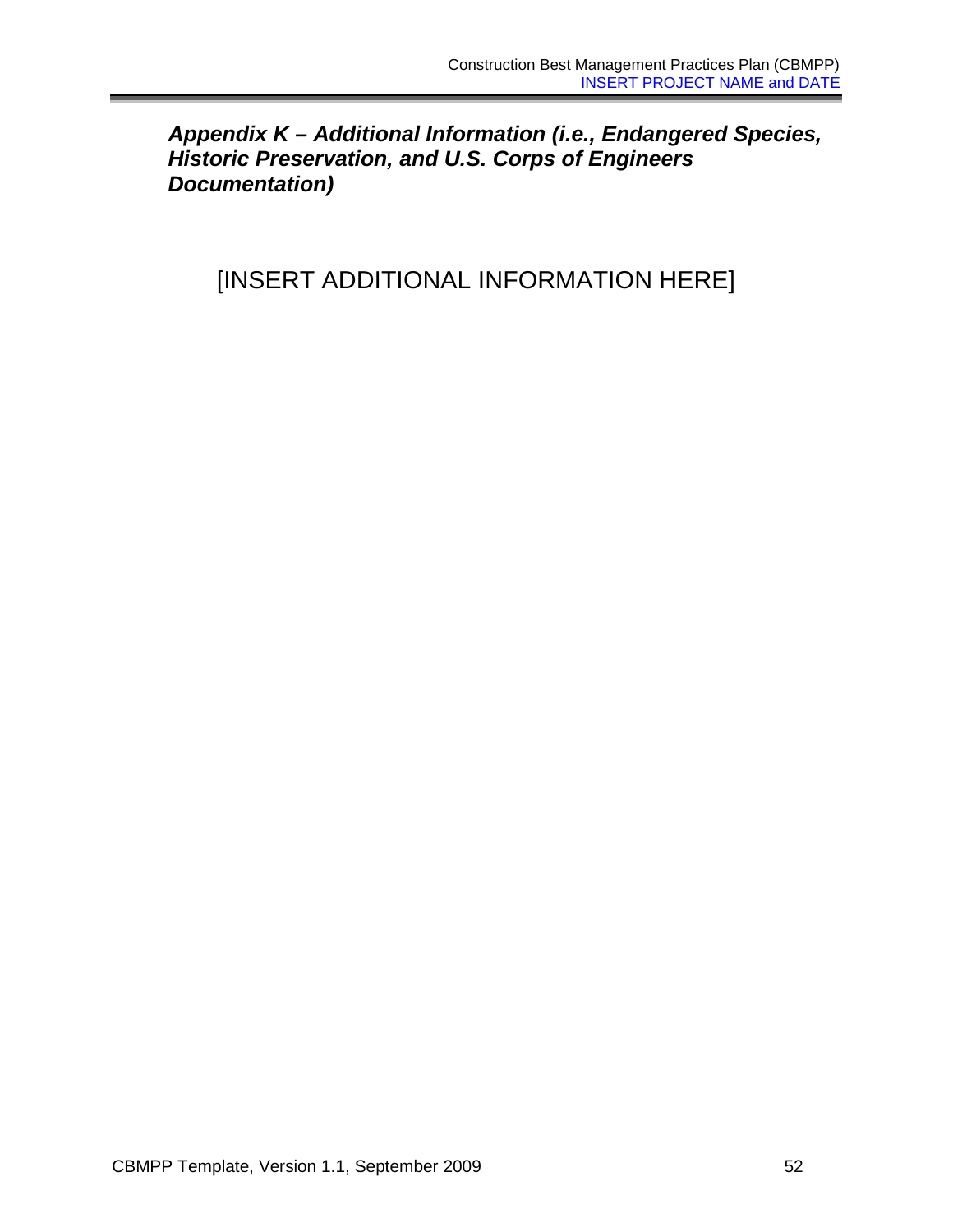***Appendix K – Additional Information (i.e., Endangered Species, Historic Preservation, and U.S. Corps of Engineers Documentation)***

[INSERT ADDITIONAL INFORMATION HERE]